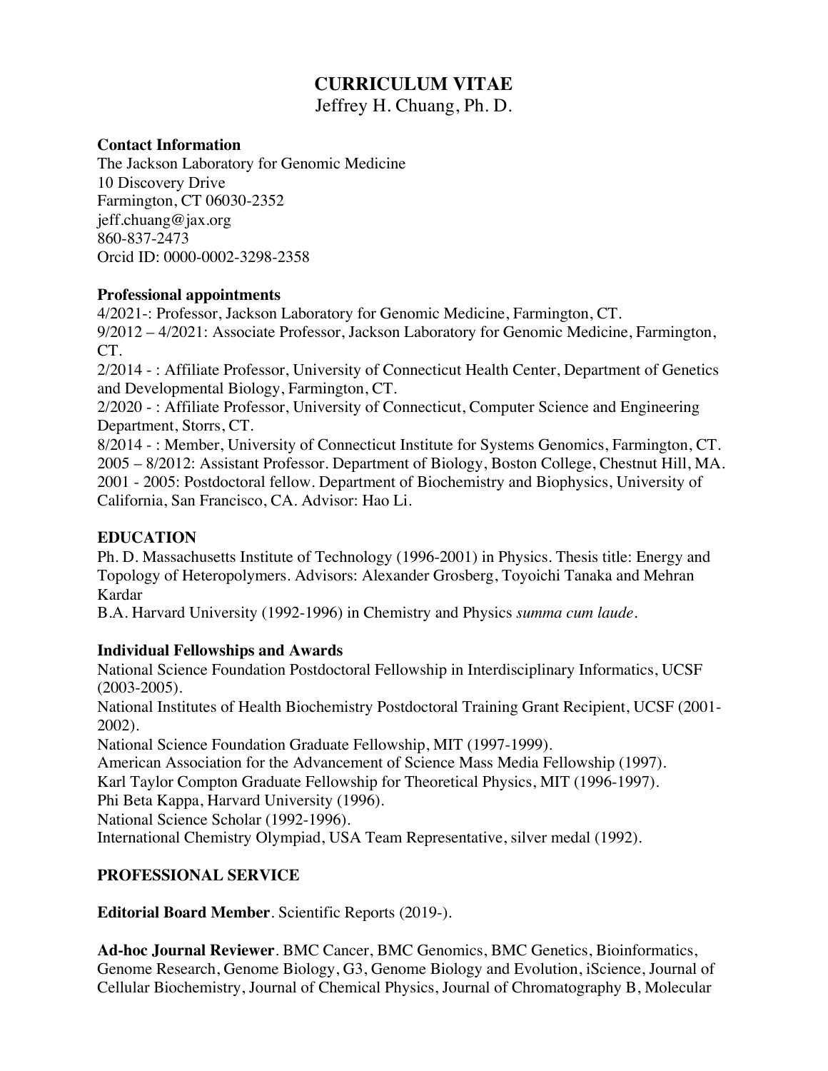# CURRICULUM VITAE

Jeffrey H. Chuang, Ph. D.

**Contact Information**
The Jackson Laboratory for Genomic Medicine
10 Discovery Drive
Farmington, CT 06030-2352
jeff.chuang@jax.org
860-837-2473
Orcid ID: 0000-0002-3298-2358

**Professional appointments**
4/2021-: Professor, Jackson Laboratory for Genomic Medicine, Farmington, CT.
9/2012 – 4/2021: Associate Professor, Jackson Laboratory for Genomic Medicine, Farmington, CT.
2/2014 - : Affiliate Professor, University of Connecticut Health Center, Department of Genetics and Developmental Biology, Farmington, CT.
2/2020 - : Affiliate Professor, University of Connecticut, Computer Science and Engineering Department, Storrs, CT.
8/2014 - : Member, University of Connecticut Institute for Systems Genomics, Farmington, CT.
2005 – 8/2012: Assistant Professor. Department of Biology, Boston College, Chestnut Hill, MA.
2001 - 2005: Postdoctoral fellow. Department of Biochemistry and Biophysics, University of California, San Francisco, CA. Advisor: Hao Li.

## EDUCATION

Ph. D. Massachusetts Institute of Technology (1996-2001) in Physics. Thesis title: Energy and Topology of Heteropolymers. Advisors: Alexander Grosberg, Toyoichi Tanaka and Mehran Kardar
B.A. Harvard University (1992-1996) in Chemistry and Physics *summa cum laude*.

**Individual Fellowships and Awards**
National Science Foundation Postdoctoral Fellowship in Interdisciplinary Informatics, UCSF (2003-2005).
National Institutes of Health Biochemistry Postdoctoral Training Grant Recipient, UCSF (2001-2002).
National Science Foundation Graduate Fellowship, MIT (1997-1999).
American Association for the Advancement of Science Mass Media Fellowship (1997).
Karl Taylor Compton Graduate Fellowship for Theoretical Physics, MIT (1996-1997).
Phi Beta Kappa, Harvard University (1996).
National Science Scholar (1992-1996).
International Chemistry Olympiad, USA Team Representative, silver medal (1992).

## PROFESSIONAL SERVICE

**Editorial Board Member**. Scientific Reports (2019-).

**Ad-hoc Journal Reviewer**. BMC Cancer, BMC Genomics, BMC Genetics, Bioinformatics, Genome Research, Genome Biology, G3, Genome Biology and Evolution, iScience, Journal of Cellular Biochemistry, Journal of Chemical Physics, Journal of Chromatography B, Molecular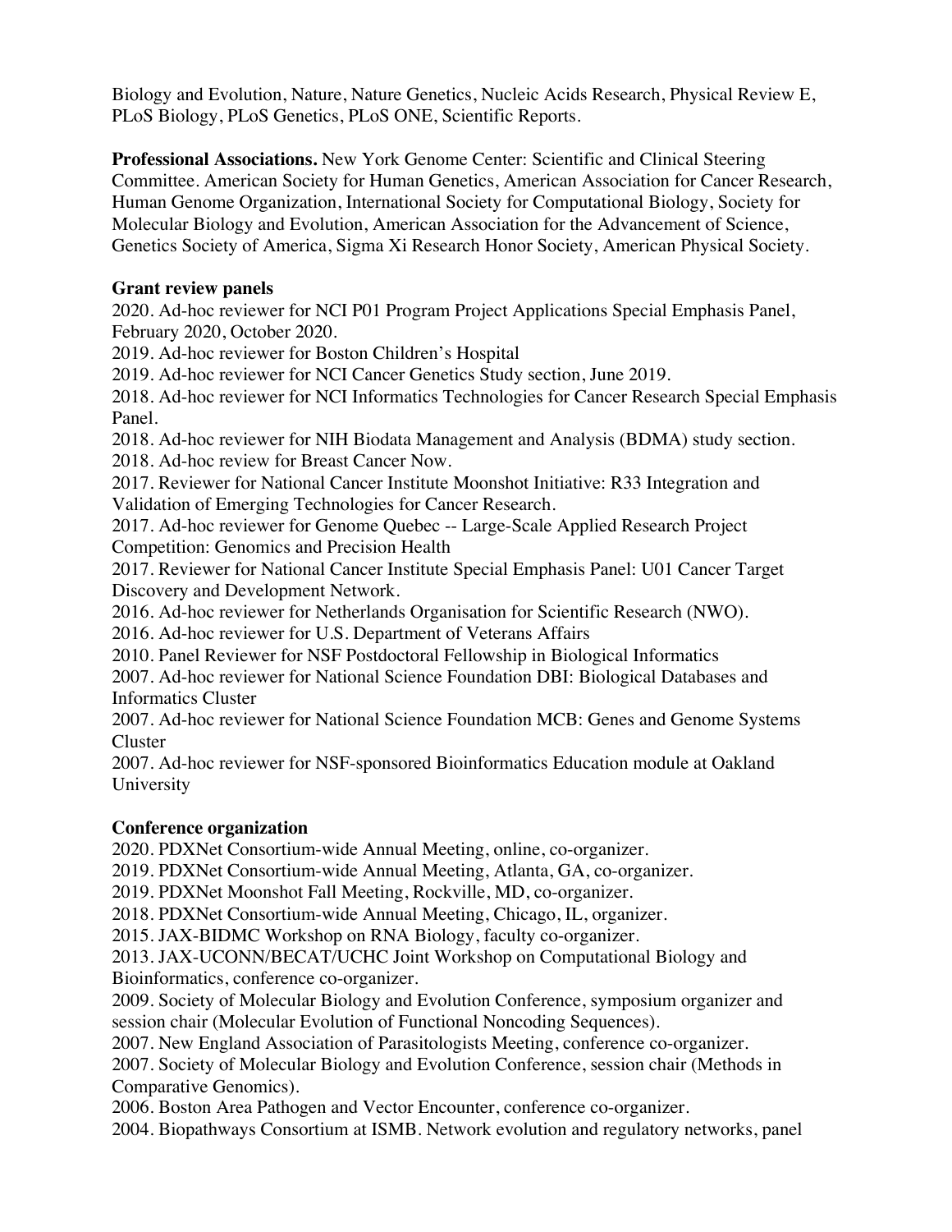Biology and Evolution, Nature, Nature Genetics, Nucleic Acids Research, Physical Review E, PLoS Biology, PLoS Genetics, PLoS ONE, Scientific Reports.

**Professional Associations.** New York Genome Center: Scientific and Clinical Steering Committee. American Society for Human Genetics, American Association for Cancer Research, Human Genome Organization, International Society for Computational Biology, Society for Molecular Biology and Evolution, American Association for the Advancement of Science, Genetics Society of America, Sigma Xi Research Honor Society, American Physical Society.

**Grant review panels**

2020. Ad-hoc reviewer for NCI P01 Program Project Applications Special Emphasis Panel, February 2020, October 2020.
2019. Ad-hoc reviewer for Boston Children's Hospital
2019. Ad-hoc reviewer for NCI Cancer Genetics Study section, June 2019.
2018. Ad-hoc reviewer for NCI Informatics Technologies for Cancer Research Special Emphasis Panel.
2018. Ad-hoc reviewer for NIH Biodata Management and Analysis (BDMA) study section.
2018. Ad-hoc review for Breast Cancer Now.
2017. Reviewer for National Cancer Institute Moonshot Initiative: R33 Integration and Validation of Emerging Technologies for Cancer Research.
2017. Ad-hoc reviewer for Genome Quebec -- Large-Scale Applied Research Project Competition: Genomics and Precision Health
2017. Reviewer for National Cancer Institute Special Emphasis Panel: U01 Cancer Target Discovery and Development Network.
2016. Ad-hoc reviewer for Netherlands Organisation for Scientific Research (NWO).
2016. Ad-hoc reviewer for U.S. Department of Veterans Affairs
2010. Panel Reviewer for NSF Postdoctoral Fellowship in Biological Informatics
2007. Ad-hoc reviewer for National Science Foundation DBI: Biological Databases and Informatics Cluster
2007. Ad-hoc reviewer for National Science Foundation MCB: Genes and Genome Systems Cluster
2007. Ad-hoc reviewer for NSF-sponsored Bioinformatics Education module at Oakland University

**Conference organization**

2020. PDXNet Consortium-wide Annual Meeting, online, co-organizer.
2019. PDXNet Consortium-wide Annual Meeting, Atlanta, GA, co-organizer.
2019. PDXNet Moonshot Fall Meeting, Rockville, MD, co-organizer.
2018. PDXNet Consortium-wide Annual Meeting, Chicago, IL, organizer.
2015. JAX-BIDMC Workshop on RNA Biology, faculty co-organizer.
2013. JAX-UCONN/BECAT/UCHC Joint Workshop on Computational Biology and Bioinformatics, conference co-organizer.
2009. Society of Molecular Biology and Evolution Conference, symposium organizer and session chair (Molecular Evolution of Functional Noncoding Sequences).
2007. New England Association of Parasitologists Meeting, conference co-organizer.
2007. Society of Molecular Biology and Evolution Conference, session chair (Methods in Comparative Genomics).
2006. Boston Area Pathogen and Vector Encounter, conference co-organizer.
2004. Biopathways Consortium at ISMB. Network evolution and regulatory networks, panel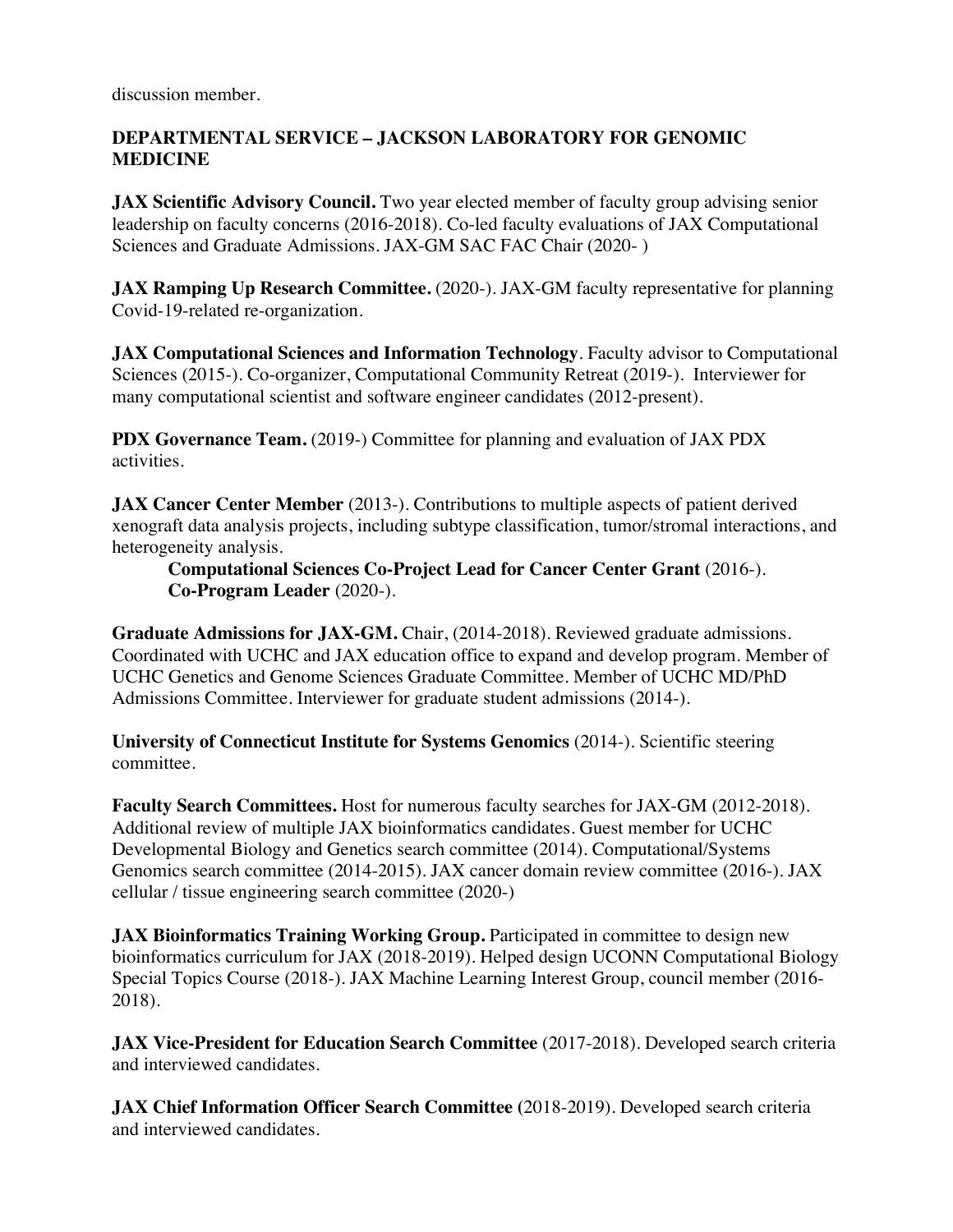discussion member.

## DEPARTMENTAL SERVICE – JACKSON LABORATORY FOR GENOMIC MEDICINE

**JAX Scientific Advisory Council.** Two year elected member of faculty group advising senior leadership on faculty concerns (2016-2018). Co-led faculty evaluations of JAX Computational Sciences and Graduate Admissions. JAX-GM SAC FAC Chair (2020- )

**JAX Ramping Up Research Committee.** (2020-). JAX-GM faculty representative for planning Covid-19-related re-organization.

**JAX Computational Sciences and Information Technology**. Faculty advisor to Computational Sciences (2015-). Co-organizer, Computational Community Retreat (2019-). Interviewer for many computational scientist and software engineer candidates (2012-present).

**PDX Governance Team.** (2019-) Committee for planning and evaluation of JAX PDX activities.

**JAX Cancer Center Member** (2013-). Contributions to multiple aspects of patient derived xenograft data analysis projects, including subtype classification, tumor/stromal interactions, and heterogeneity analysis.

> **Computational Sciences Co-Project Lead for Cancer Center Grant** (2016-).
> **Co-Program Leader** (2020-).

**Graduate Admissions for JAX-GM.** Chair, (2014-2018). Reviewed graduate admissions. Coordinated with UCHC and JAX education office to expand and develop program. Member of UCHC Genetics and Genome Sciences Graduate Committee. Member of UCHC MD/PhD Admissions Committee. Interviewer for graduate student admissions (2014-).

**University of Connecticut Institute for Systems Genomics** (2014-). Scientific steering committee.

**Faculty Search Committees.** Host for numerous faculty searches for JAX-GM (2012-2018). Additional review of multiple JAX bioinformatics candidates. Guest member for UCHC Developmental Biology and Genetics search committee (2014). Computational/Systems Genomics search committee (2014-2015). JAX cancer domain review committee (2016-). JAX cellular / tissue engineering search committee (2020-)

**JAX Bioinformatics Training Working Group.** Participated in committee to design new bioinformatics curriculum for JAX (2018-2019). Helped design UCONN Computational Biology Special Topics Course (2018-). JAX Machine Learning Interest Group, council member (2016-2018).

**JAX Vice-President for Education Search Committee** (2017-2018). Developed search criteria and interviewed candidates.

**JAX Chief Information Officer Search Committee (**2018-2019). Developed search criteria and interviewed candidates.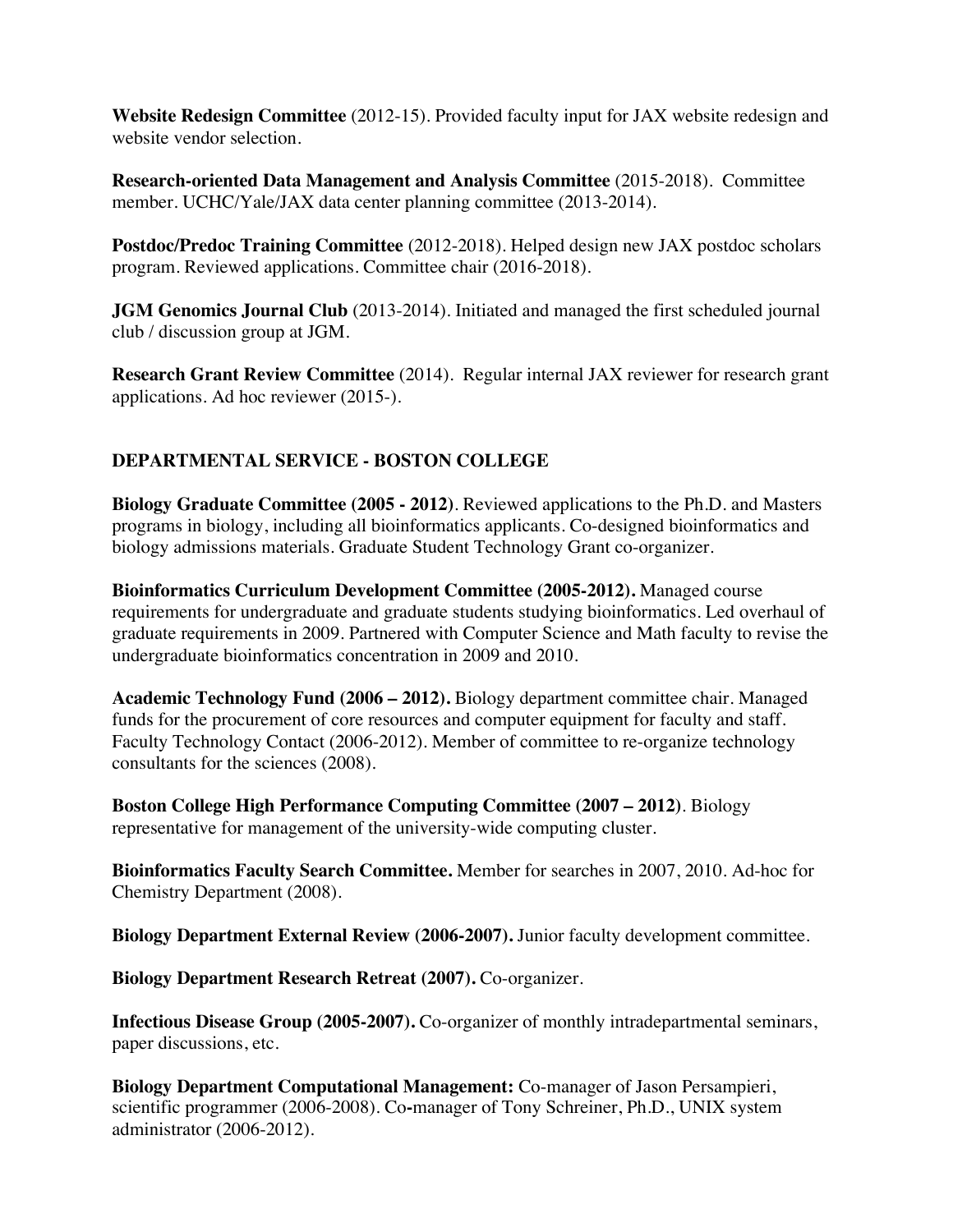**Website Redesign Committee** (2012-15). Provided faculty input for JAX website redesign and website vendor selection.

**Research-oriented Data Management and Analysis Committee** (2015-2018). Committee member. UCHC/Yale/JAX data center planning committee (2013-2014).

**Postdoc/Predoc Training Committee** (2012-2018). Helped design new JAX postdoc scholars program. Reviewed applications. Committee chair (2016-2018).

**JGM Genomics Journal Club** (2013-2014). Initiated and managed the first scheduled journal club / discussion group at JGM.

**Research Grant Review Committee** (2014). Regular internal JAX reviewer for research grant applications. Ad hoc reviewer (2015-).

## DEPARTMENTAL SERVICE - BOSTON COLLEGE

**Biology Graduate Committee (2005 - 2012)**. Reviewed applications to the Ph.D. and Masters programs in biology, including all bioinformatics applicants. Co-designed bioinformatics and biology admissions materials. Graduate Student Technology Grant co-organizer.

**Bioinformatics Curriculum Development Committee (2005-2012).** Managed course requirements for undergraduate and graduate students studying bioinformatics. Led overhaul of graduate requirements in 2009. Partnered with Computer Science and Math faculty to revise the undergraduate bioinformatics concentration in 2009 and 2010.

**Academic Technology Fund (2006 – 2012).** Biology department committee chair. Managed funds for the procurement of core resources and computer equipment for faculty and staff. Faculty Technology Contact (2006-2012). Member of committee to re-organize technology consultants for the sciences (2008).

**Boston College High Performance Computing Committee (2007 – 2012)**. Biology representative for management of the university-wide computing cluster.

**Bioinformatics Faculty Search Committee.** Member for searches in 2007, 2010. Ad-hoc for Chemistry Department (2008).

**Biology Department External Review (2006-2007).** Junior faculty development committee.

**Biology Department Research Retreat (2007).** Co-organizer.

**Infectious Disease Group (2005-2007).** Co-organizer of monthly intradepartmental seminars, paper discussions, etc.

**Biology Department Computational Management:** Co-manager of Jason Persampieri, scientific programmer (2006-2008). Co-manager of Tony Schreiner, Ph.D., UNIX system administrator (2006-2012).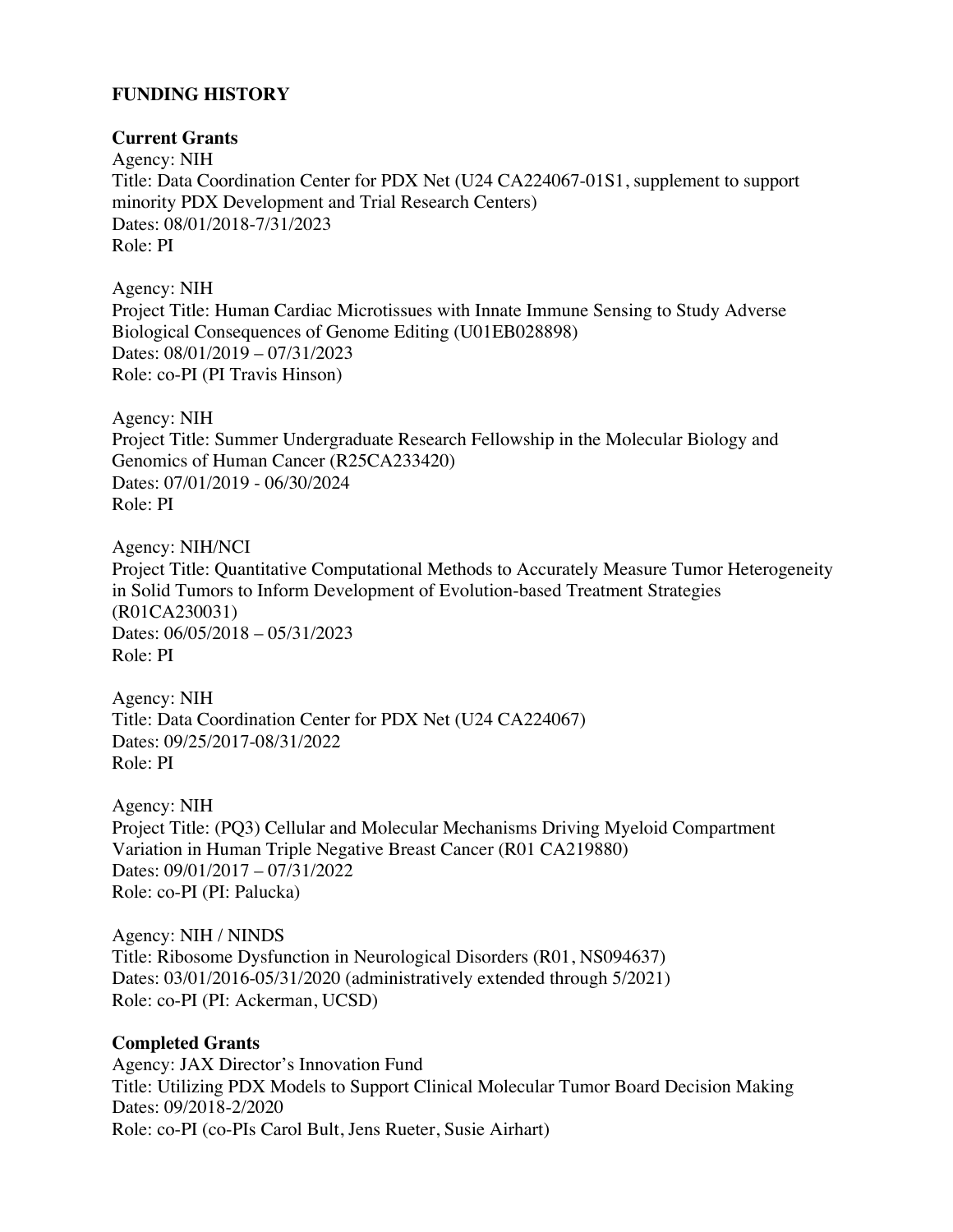## FUNDING HISTORY

### Current Grants

Agency: NIH
Title: Data Coordination Center for PDX Net (U24 CA224067-01S1, supplement to support minority PDX Development and Trial Research Centers)
Dates: 08/01/2018-7/31/2023
Role: PI

Agency: NIH
Project Title: Human Cardiac Microtissues with Innate Immune Sensing to Study Adverse Biological Consequences of Genome Editing (U01EB028898)
Dates: 08/01/2019 – 07/31/2023
Role: co-PI (PI Travis Hinson)

Agency: NIH
Project Title: Summer Undergraduate Research Fellowship in the Molecular Biology and Genomics of Human Cancer (R25CA233420)
Dates: 07/01/2019 - 06/30/2024
Role: PI

Agency: NIH/NCI
Project Title: Quantitative Computational Methods to Accurately Measure Tumor Heterogeneity in Solid Tumors to Inform Development of Evolution-based Treatment Strategies (R01CA230031)
Dates: 06/05/2018 – 05/31/2023
Role: PI

Agency: NIH
Title: Data Coordination Center for PDX Net (U24 CA224067)
Dates: 09/25/2017-08/31/2022
Role: PI

Agency: NIH
Project Title: (PQ3) Cellular and Molecular Mechanisms Driving Myeloid Compartment Variation in Human Triple Negative Breast Cancer (R01 CA219880)
Dates: 09/01/2017 – 07/31/2022
Role: co-PI (PI: Palucka)

Agency: NIH / NINDS
Title: Ribosome Dysfunction in Neurological Disorders (R01, NS094637)
Dates: 03/01/2016-05/31/2020 (administratively extended through 5/2021)
Role: co-PI (PI: Ackerman, UCSD)

### Completed Grants

Agency: JAX Director's Innovation Fund
Title: Utilizing PDX Models to Support Clinical Molecular Tumor Board Decision Making
Dates: 09/2018-2/2020
Role: co-PI (co-PIs Carol Bult, Jens Rueter, Susie Airhart)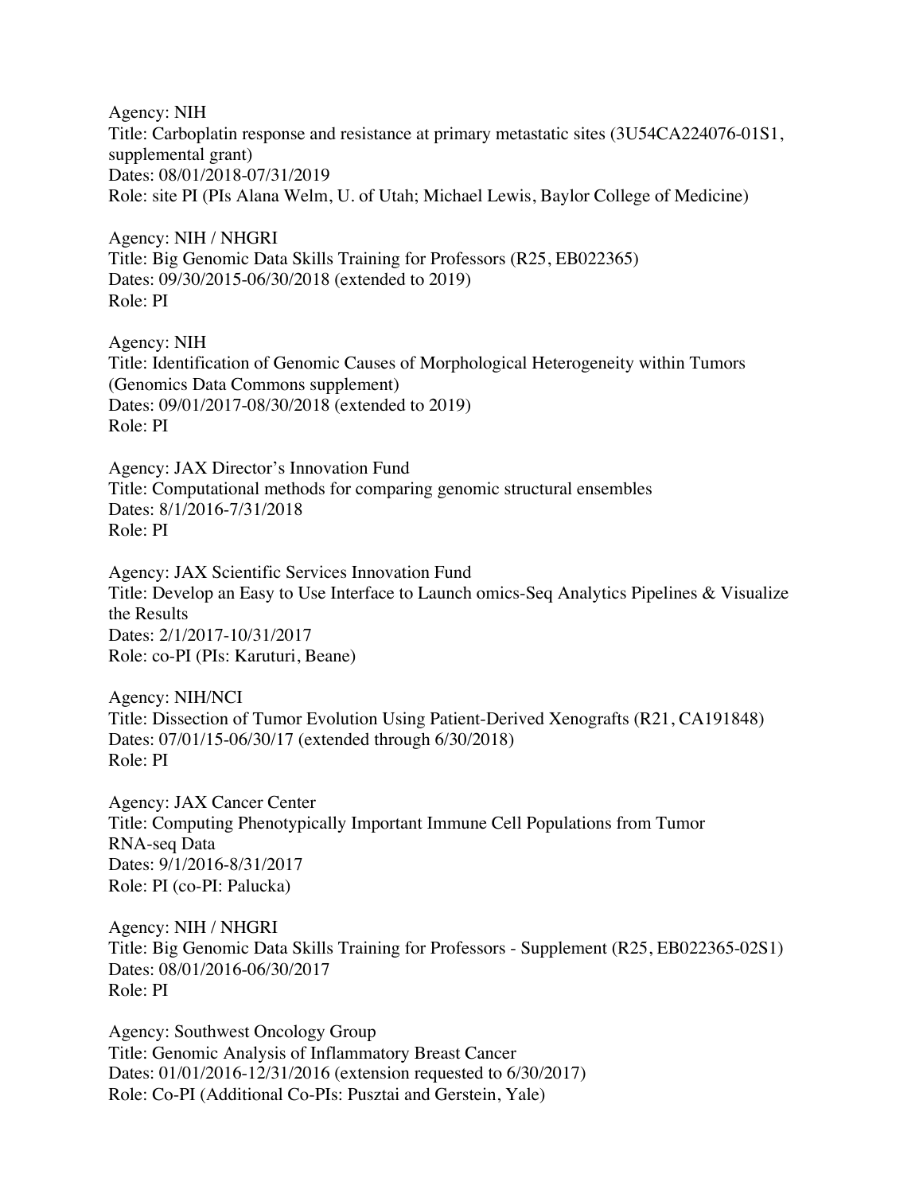Agency: NIH
Title: Carboplatin response and resistance at primary metastatic sites (3U54CA224076-01S1, supplemental grant)
Dates: 08/01/2018-07/31/2019
Role: site PI (PIs Alana Welm, U. of Utah; Michael Lewis, Baylor College of Medicine)

Agency: NIH / NHGRI
Title: Big Genomic Data Skills Training for Professors (R25, EB022365)
Dates: 09/30/2015-06/30/2018 (extended to 2019)
Role: PI

Agency: NIH
Title: Identification of Genomic Causes of Morphological Heterogeneity within Tumors (Genomics Data Commons supplement)
Dates: 09/01/2017-08/30/2018 (extended to 2019)
Role: PI

Agency: JAX Director's Innovation Fund
Title: Computational methods for comparing genomic structural ensembles
Dates: 8/1/2016-7/31/2018
Role: PI

Agency: JAX Scientific Services Innovation Fund
Title: Develop an Easy to Use Interface to Launch omics-Seq Analytics Pipelines & Visualize the Results
Dates: 2/1/2017-10/31/2017
Role: co-PI (PIs: Karuturi, Beane)

Agency: NIH/NCI
Title: Dissection of Tumor Evolution Using Patient-Derived Xenografts (R21, CA191848)
Dates: 07/01/15-06/30/17 (extended through 6/30/2018)
Role: PI

Agency: JAX Cancer Center
Title: Computing Phenotypically Important Immune Cell Populations from Tumor RNA-seq Data
Dates: 9/1/2016-8/31/2017
Role: PI (co-PI: Palucka)

Agency: NIH / NHGRI
Title: Big Genomic Data Skills Training for Professors - Supplement (R25, EB022365-02S1)
Dates: 08/01/2016-06/30/2017
Role: PI

Agency: Southwest Oncology Group
Title: Genomic Analysis of Inflammatory Breast Cancer
Dates: 01/01/2016-12/31/2016 (extension requested to 6/30/2017)
Role: Co-PI (Additional Co-PIs: Pusztai and Gerstein, Yale)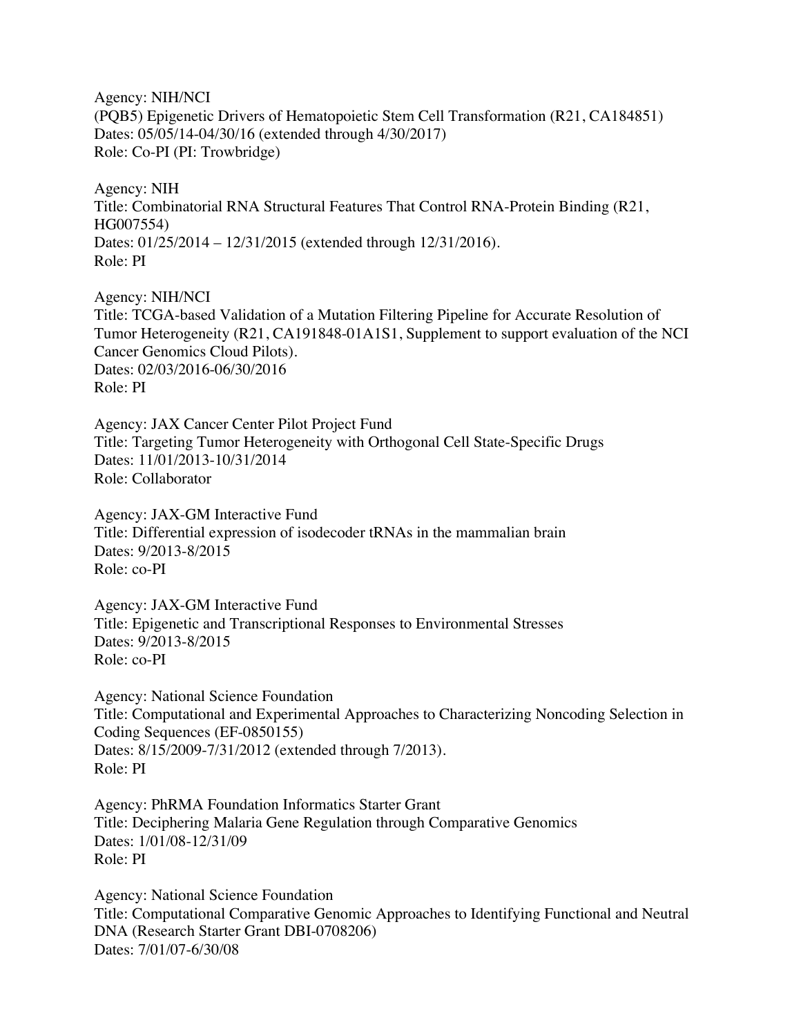Agency: NIH/NCI
(PQB5) Epigenetic Drivers of Hematopoietic Stem Cell Transformation (R21, CA184851)
Dates: 05/05/14-04/30/16 (extended through 4/30/2017)
Role: Co-PI (PI: Trowbridge)

Agency: NIH
Title: Combinatorial RNA Structural Features That Control RNA-Protein Binding (R21, HG007554)
Dates: 01/25/2014 – 12/31/2015 (extended through 12/31/2016).
Role: PI

Agency: NIH/NCI
Title: TCGA-based Validation of a Mutation Filtering Pipeline for Accurate Resolution of Tumor Heterogeneity (R21, CA191848-01A1S1, Supplement to support evaluation of the NCI Cancer Genomics Cloud Pilots).
Dates: 02/03/2016-06/30/2016
Role: PI

Agency: JAX Cancer Center Pilot Project Fund
Title: Targeting Tumor Heterogeneity with Orthogonal Cell State-Specific Drugs
Dates: 11/01/2013-10/31/2014
Role: Collaborator

Agency: JAX-GM Interactive Fund
Title: Differential expression of isodecoder tRNAs in the mammalian brain
Dates: 9/2013-8/2015
Role: co-PI

Agency: JAX-GM Interactive Fund
Title: Epigenetic and Transcriptional Responses to Environmental Stresses
Dates: 9/2013-8/2015
Role: co-PI

Agency: National Science Foundation
Title: Computational and Experimental Approaches to Characterizing Noncoding Selection in Coding Sequences (EF-0850155)
Dates: 8/15/2009-7/31/2012 (extended through 7/2013).
Role: PI

Agency: PhRMA Foundation Informatics Starter Grant
Title: Deciphering Malaria Gene Regulation through Comparative Genomics
Dates: 1/01/08-12/31/09
Role: PI

Agency: National Science Foundation
Title: Computational Comparative Genomic Approaches to Identifying Functional and Neutral DNA (Research Starter Grant DBI-0708206)
Dates: 7/01/07-6/30/08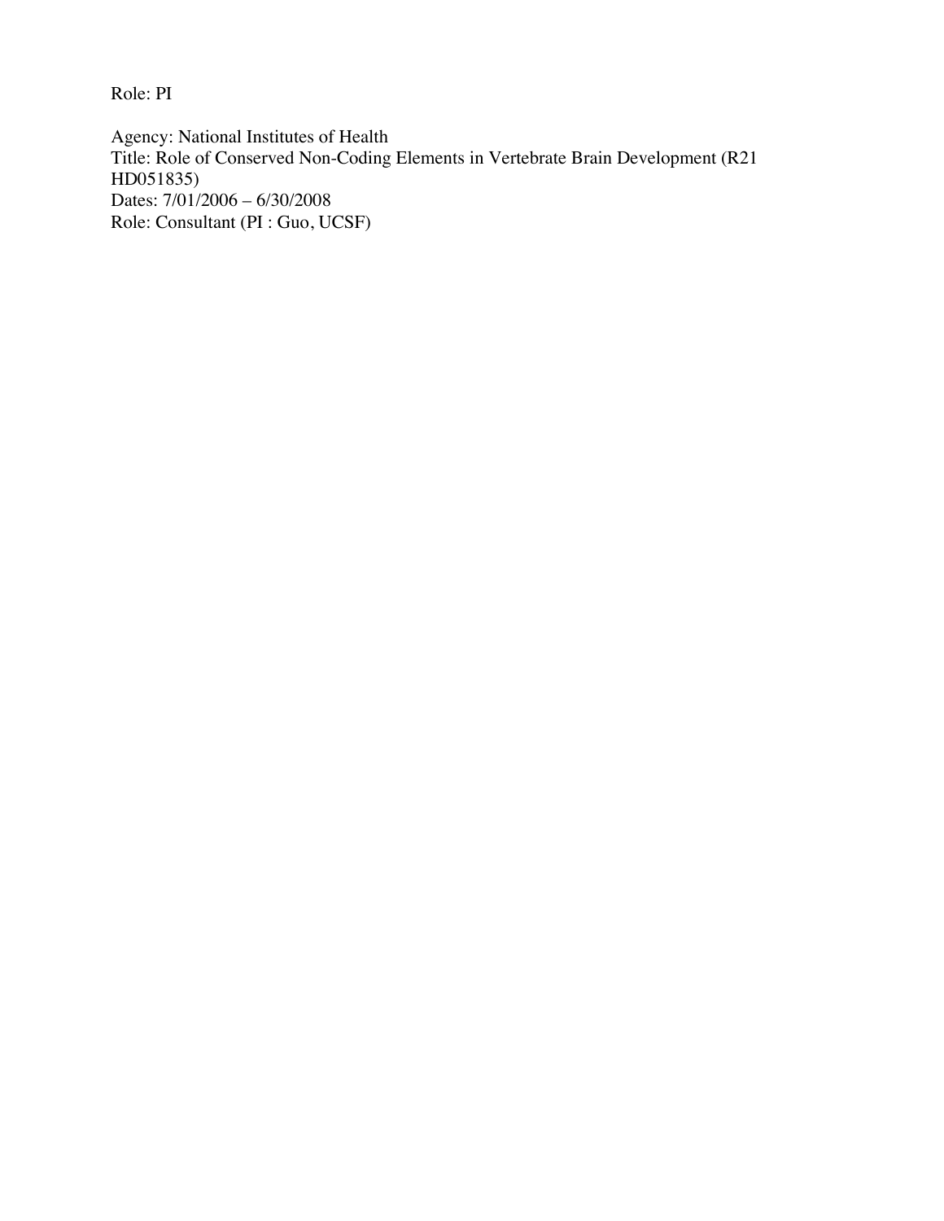Role: PI

Agency: National Institutes of Health
Title: Role of Conserved Non-Coding Elements in Vertebrate Brain Development (R21 HD051835)
Dates: 7/01/2006 – 6/30/2008
Role: Consultant (PI : Guo, UCSF)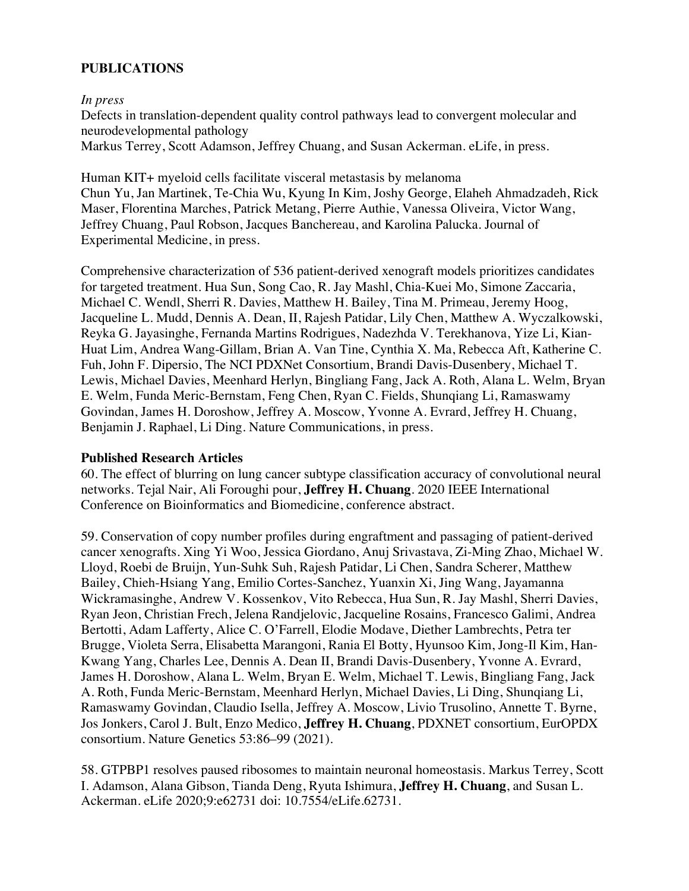## PUBLICATIONS

*In press*

Defects in translation-dependent quality control pathways lead to convergent molecular and neurodevelopmental pathology
Markus Terrey, Scott Adamson, Jeffrey Chuang, and Susan Ackerman. eLife, in press.

Human KIT+ myeloid cells facilitate visceral metastasis by melanoma
Chun Yu, Jan Martinek, Te-Chia Wu, Kyung In Kim, Joshy George, Elaheh Ahmadzadeh, Rick Maser, Florentina Marches, Patrick Metang, Pierre Authie, Vanessa Oliveira, Victor Wang, Jeffrey Chuang, Paul Robson, Jacques Banchereau, and Karolina Palucka. Journal of Experimental Medicine, in press.

Comprehensive characterization of 536 patient-derived xenograft models prioritizes candidates for targeted treatment. Hua Sun, Song Cao, R. Jay Mashl, Chia-Kuei Mo, Simone Zaccaria, Michael C. Wendl, Sherri R. Davies, Matthew H. Bailey, Tina M. Primeau, Jeremy Hoog, Jacqueline L. Mudd, Dennis A. Dean, II, Rajesh Patidar, Lily Chen, Matthew A. Wyczalkowski, Reyka G. Jayasinghe, Fernanda Martins Rodrigues, Nadezhda V. Terekhanova, Yize Li, Kian-Huat Lim, Andrea Wang-Gillam, Brian A. Van Tine, Cynthia X. Ma, Rebecca Aft, Katherine C. Fuh, John F. Dipersio, The NCI PDXNet Consortium, Brandi Davis-Dusenbery, Michael T. Lewis, Michael Davies, Meenhard Herlyn, Bingliang Fang, Jack A. Roth, Alana L. Welm, Bryan E. Welm, Funda Meric-Bernstam, Feng Chen, Ryan C. Fields, Shunqiang Li, Ramaswamy Govindan, James H. Doroshow, Jeffrey A. Moscow, Yvonne A. Evrard, Jeffrey H. Chuang, Benjamin J. Raphael, Li Ding. Nature Communications, in press.

### Published Research Articles

60. The effect of blurring on lung cancer subtype classification accuracy of convolutional neural networks. Tejal Nair, Ali Foroughi pour, **Jeffrey H. Chuang**. 2020 IEEE International Conference on Bioinformatics and Biomedicine, conference abstract.

59. Conservation of copy number profiles during engraftment and passaging of patient-derived cancer xenografts. Xing Yi Woo, Jessica Giordano, Anuj Srivastava, Zi-Ming Zhao, Michael W. Lloyd, Roebi de Bruijn, Yun-Suhk Suh, Rajesh Patidar, Li Chen, Sandra Scherer, Matthew Bailey, Chieh-Hsiang Yang, Emilio Cortes-Sanchez, Yuanxin Xi, Jing Wang, Jayamanna Wickramasinghe, Andrew V. Kossenkov, Vito Rebecca, Hua Sun, R. Jay Mashl, Sherri Davies, Ryan Jeon, Christian Frech, Jelena Randjelovic, Jacqueline Rosains, Francesco Galimi, Andrea Bertotti, Adam Lafferty, Alice C. O'Farrell, Elodie Modave, Diether Lambrechts, Petra ter Brugge, Violeta Serra, Elisabetta Marangoni, Rania El Botty, Hyunsoo Kim, Jong-Il Kim, Han-Kwang Yang, Charles Lee, Dennis A. Dean II, Brandi Davis-Dusenbery, Yvonne A. Evrard, James H. Doroshow, Alana L. Welm, Bryan E. Welm, Michael T. Lewis, Bingliang Fang, Jack A. Roth, Funda Meric-Bernstam, Meenhard Herlyn, Michael Davies, Li Ding, Shunqiang Li, Ramaswamy Govindan, Claudio Isella, Jeffrey A. Moscow, Livio Trusolino, Annette T. Byrne, Jos Jonkers, Carol J. Bult, Enzo Medico, **Jeffrey H. Chuang**, PDXNET consortium, EurOPDX consortium. Nature Genetics 53:86–99 (2021).

58. GTPBP1 resolves paused ribosomes to maintain neuronal homeostasis. Markus Terrey, Scott I. Adamson, Alana Gibson, Tianda Deng, Ryuta Ishimura, **Jeffrey H. Chuang**, and Susan L. Ackerman. eLife 2020;9:e62731 doi: 10.7554/eLife.62731.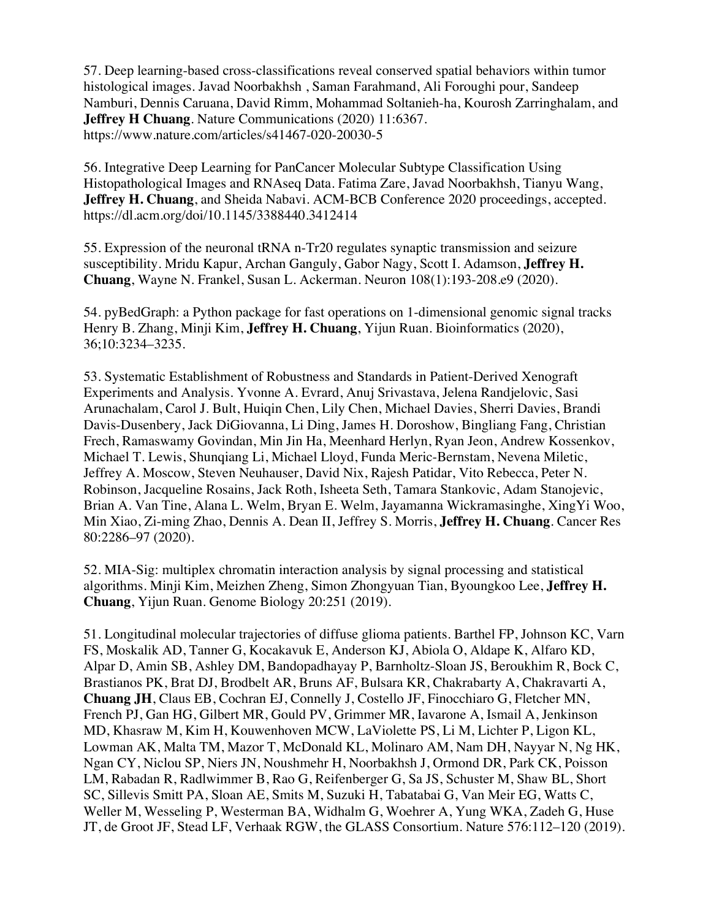57. Deep learning-based cross-classifications reveal conserved spatial behaviors within tumor histological images. Javad Noorbakhsh , Saman Farahmand, Ali Foroughi pour, Sandeep Namburi, Dennis Caruana, David Rimm, Mohammad Soltanieh-ha, Kourosh Zarringhalam, and **Jeffrey H Chuang**. Nature Communications (2020) 11:6367. https://www.nature.com/articles/s41467-020-20030-5

56. Integrative Deep Learning for PanCancer Molecular Subtype Classification Using Histopathological Images and RNAseq Data. Fatima Zare, Javad Noorbakhsh, Tianyu Wang, **Jeffrey H. Chuang**, and Sheida Nabavi. ACM-BCB Conference 2020 proceedings, accepted. https://dl.acm.org/doi/10.1145/3388440.3412414

55. Expression of the neuronal tRNA n-Tr20 regulates synaptic transmission and seizure susceptibility. Mridu Kapur, Archan Ganguly, Gabor Nagy, Scott I. Adamson, **Jeffrey H. Chuang**, Wayne N. Frankel, Susan L. Ackerman. Neuron 108(1):193-208.e9 (2020).

54. pyBedGraph: a Python package for fast operations on 1-dimensional genomic signal tracks Henry B. Zhang, Minji Kim, **Jeffrey H. Chuang**, Yijun Ruan. Bioinformatics (2020), 36;10:3234–3235.

53. Systematic Establishment of Robustness and Standards in Patient-Derived Xenograft Experiments and Analysis. Yvonne A. Evrard, Anuj Srivastava, Jelena Randjelovic, Sasi Arunachalam, Carol J. Bult, Huiqin Chen, Lily Chen, Michael Davies, Sherri Davies, Brandi Davis-Dusenbery, Jack DiGiovanna, Li Ding, James H. Doroshow, Bingliang Fang, Christian Frech, Ramaswamy Govindan, Min Jin Ha, Meenhard Herlyn, Ryan Jeon, Andrew Kossenkov, Michael T. Lewis, Shunqiang Li, Michael Lloyd, Funda Meric-Bernstam, Nevena Miletic, Jeffrey A. Moscow, Steven Neuhauser, David Nix, Rajesh Patidar, Vito Rebecca, Peter N. Robinson, Jacqueline Rosains, Jack Roth, Isheeta Seth, Tamara Stankovic, Adam Stanojevic, Brian A. Van Tine, Alana L. Welm, Bryan E. Welm, Jayamanna Wickramasinghe, XingYi Woo, Min Xiao, Zi-ming Zhao, Dennis A. Dean II, Jeffrey S. Morris, **Jeffrey H. Chuang**. Cancer Res 80:2286–97 (2020).

52. MIA-Sig: multiplex chromatin interaction analysis by signal processing and statistical algorithms. Minji Kim, Meizhen Zheng, Simon Zhongyuan Tian, Byoungkoo Lee, **Jeffrey H. Chuang**, Yijun Ruan. Genome Biology 20:251 (2019).

51. Longitudinal molecular trajectories of diffuse glioma patients. Barthel FP, Johnson KC, Varn FS, Moskalik AD, Tanner G, Kocakavuk E, Anderson KJ, Abiola O, Aldape K, Alfaro KD, Alpar D, Amin SB, Ashley DM, Bandopadhayay P, Barnholtz-Sloan JS, Beroukhim R, Bock C, Brastianos PK, Brat DJ, Brodbelt AR, Bruns AF, Bulsara KR, Chakrabarty A, Chakravarti A, **Chuang JH**, Claus EB, Cochran EJ, Connelly J, Costello JF, Finocchiaro G, Fletcher MN, French PJ, Gan HG, Gilbert MR, Gould PV, Grimmer MR, Iavarone A, Ismail A, Jenkinson MD, Khasraw M, Kim H, Kouwenhoven MCW, LaViolette PS, Li M, Lichter P, Ligon KL, Lowman AK, Malta TM, Mazor T, McDonald KL, Molinaro AM, Nam DH, Nayyar N, Ng HK, Ngan CY, Niclou SP, Niers JN, Noushmehr H, Noorbakhsh J, Ormond DR, Park CK, Poisson LM, Rabadan R, Radlwimmer B, Rao G, Reifenberger G, Sa JS, Schuster M, Shaw BL, Short SC, Sillevis Smitt PA, Sloan AE, Smits M, Suzuki H, Tabatabai G, Van Meir EG, Watts C, Weller M, Wesseling P, Westerman BA, Widhalm G, Woehrer A, Yung WKA, Zadeh G, Huse JT, de Groot JF, Stead LF, Verhaak RGW, the GLASS Consortium. Nature 576:112–120 (2019).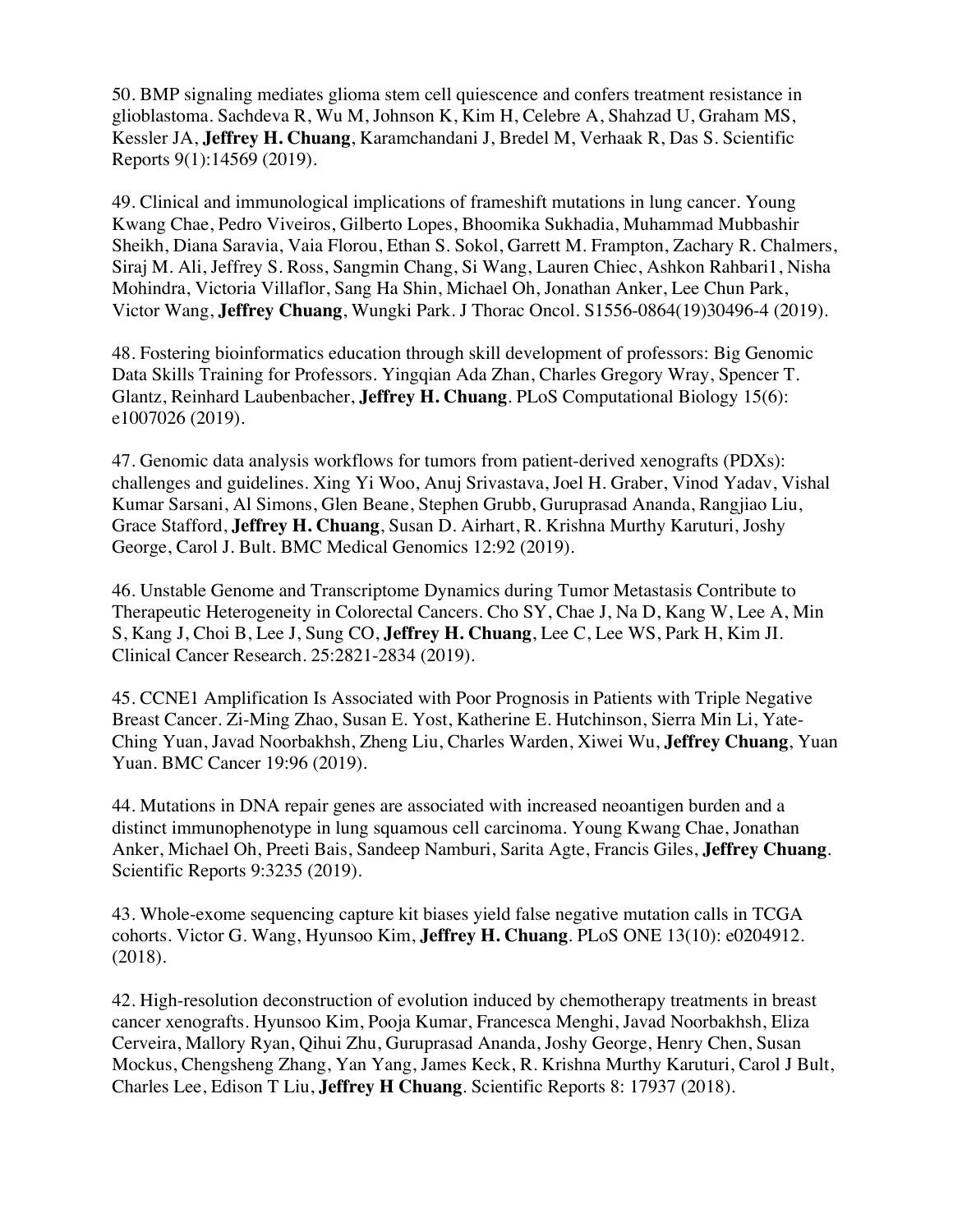50. BMP signaling mediates glioma stem cell quiescence and confers treatment resistance in glioblastoma. Sachdeva R, Wu M, Johnson K, Kim H, Celebre A, Shahzad U, Graham MS, Kessler JA, **Jeffrey H. Chuang**, Karamchandani J, Bredel M, Verhaak R, Das S. Scientific Reports 9(1):14569 (2019).

49. Clinical and immunological implications of frameshift mutations in lung cancer. Young Kwang Chae, Pedro Viveiros, Gilberto Lopes, Bhoomika Sukhadia, Muhammad Mubbashir Sheikh, Diana Saravia, Vaia Florou, Ethan S. Sokol, Garrett M. Frampton, Zachary R. Chalmers, Siraj M. Ali, Jeffrey S. Ross, Sangmin Chang, Si Wang, Lauren Chiec, Ashkon Rahbari1, Nisha Mohindra, Victoria Villaflor, Sang Ha Shin, Michael Oh, Jonathan Anker, Lee Chun Park, Victor Wang, **Jeffrey Chuang**, Wungki Park. J Thorac Oncol. S1556-0864(19)30496-4 (2019).

48. Fostering bioinformatics education through skill development of professors: Big Genomic Data Skills Training for Professors. Yingqian Ada Zhan, Charles Gregory Wray, Spencer T. Glantz, Reinhard Laubenbacher, **Jeffrey H. Chuang**. PLoS Computational Biology 15(6): e1007026 (2019).

47. Genomic data analysis workflows for tumors from patient-derived xenografts (PDXs): challenges and guidelines. Xing Yi Woo, Anuj Srivastava, Joel H. Graber, Vinod Yadav, Vishal Kumar Sarsani, Al Simons, Glen Beane, Stephen Grubb, Guruprasad Ananda, Rangjiao Liu, Grace Stafford, **Jeffrey H. Chuang**, Susan D. Airhart, R. Krishna Murthy Karuturi, Joshy George, Carol J. Bult. BMC Medical Genomics 12:92 (2019).

46. Unstable Genome and Transcriptome Dynamics during Tumor Metastasis Contribute to Therapeutic Heterogeneity in Colorectal Cancers. Cho SY, Chae J, Na D, Kang W, Lee A, Min S, Kang J, Choi B, Lee J, Sung CO, **Jeffrey H. Chuang**, Lee C, Lee WS, Park H, Kim JI. Clinical Cancer Research. 25:2821-2834 (2019).

45. CCNE1 Amplification Is Associated with Poor Prognosis in Patients with Triple Negative Breast Cancer. Zi-Ming Zhao, Susan E. Yost, Katherine E. Hutchinson, Sierra Min Li, Yate-Ching Yuan, Javad Noorbakhsh, Zheng Liu, Charles Warden, Xiwei Wu, **Jeffrey Chuang**, Yuan Yuan. BMC Cancer 19:96 (2019).

44. Mutations in DNA repair genes are associated with increased neoantigen burden and a distinct immunophenotype in lung squamous cell carcinoma. Young Kwang Chae, Jonathan Anker, Michael Oh, Preeti Bais, Sandeep Namburi, Sarita Agte, Francis Giles, **Jeffrey Chuang**. Scientific Reports 9:3235 (2019).

43. Whole-exome sequencing capture kit biases yield false negative mutation calls in TCGA cohorts. Victor G. Wang, Hyunsoo Kim, **Jeffrey H. Chuang**. PLoS ONE 13(10): e0204912. (2018).

42. High-resolution deconstruction of evolution induced by chemotherapy treatments in breast cancer xenografts. Hyunsoo Kim, Pooja Kumar, Francesca Menghi, Javad Noorbakhsh, Eliza Cerveira, Mallory Ryan, Qihui Zhu, Guruprasad Ananda, Joshy George, Henry Chen, Susan Mockus, Chengsheng Zhang, Yan Yang, James Keck, R. Krishna Murthy Karuturi, Carol J Bult, Charles Lee, Edison T Liu, **Jeffrey H Chuang**. Scientific Reports 8: 17937 (2018).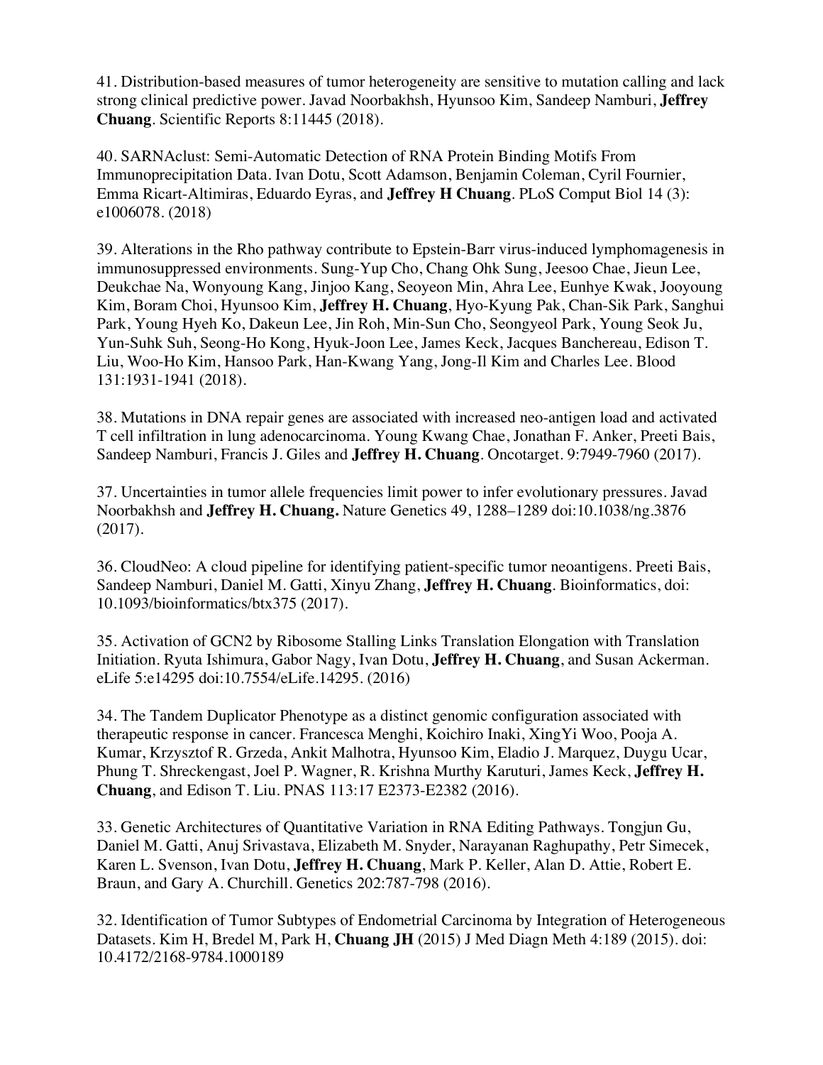41. Distribution-based measures of tumor heterogeneity are sensitive to mutation calling and lack strong clinical predictive power. Javad Noorbakhsh, Hyunsoo Kim, Sandeep Namburi, **Jeffrey Chuang**. Scientific Reports 8:11445 (2018).

40. SARNAclust: Semi-Automatic Detection of RNA Protein Binding Motifs From Immunoprecipitation Data. Ivan Dotu, Scott Adamson, Benjamin Coleman, Cyril Fournier, Emma Ricart-Altimiras, Eduardo Eyras, and **Jeffrey H Chuang**. PLoS Comput Biol 14 (3): e1006078. (2018)

39. Alterations in the Rho pathway contribute to Epstein-Barr virus-induced lymphomagenesis in immunosuppressed environments. Sung-Yup Cho, Chang Ohk Sung, Jeesoo Chae, Jieun Lee, Deukchae Na, Wonyoung Kang, Jinjoo Kang, Seoyeon Min, Ahra Lee, Eunhye Kwak, Jooyoung Kim, Boram Choi, Hyunsoo Kim, **Jeffrey H. Chuang**, Hyo-Kyung Pak, Chan-Sik Park, Sanghui Park, Young Hyeh Ko, Dakeun Lee, Jin Roh, Min-Sun Cho, Seongyeol Park, Young Seok Ju, Yun-Suhk Suh, Seong-Ho Kong, Hyuk-Joon Lee, James Keck, Jacques Banchereau, Edison T. Liu, Woo-Ho Kim, Hansoo Park, Han-Kwang Yang, Jong-Il Kim and Charles Lee. Blood 131:1931-1941 (2018).

38. Mutations in DNA repair genes are associated with increased neo-antigen load and activated T cell infiltration in lung adenocarcinoma. Young Kwang Chae, Jonathan F. Anker, Preeti Bais, Sandeep Namburi, Francis J. Giles and **Jeffrey H. Chuang**. Oncotarget. 9:7949-7960 (2017).

37. Uncertainties in tumor allele frequencies limit power to infer evolutionary pressures. Javad Noorbakhsh and **Jeffrey H. Chuang.** Nature Genetics 49, 1288–1289 doi:10.1038/ng.3876 (2017).

36. CloudNeo: A cloud pipeline for identifying patient-specific tumor neoantigens. Preeti Bais, Sandeep Namburi, Daniel M. Gatti, Xinyu Zhang, **Jeffrey H. Chuang**. Bioinformatics, doi: 10.1093/bioinformatics/btx375 (2017).

35. Activation of GCN2 by Ribosome Stalling Links Translation Elongation with Translation Initiation. Ryuta Ishimura, Gabor Nagy, Ivan Dotu, **Jeffrey H. Chuang**, and Susan Ackerman. eLife 5:e14295 doi:10.7554/eLife.14295. (2016)

34. The Tandem Duplicator Phenotype as a distinct genomic configuration associated with therapeutic response in cancer. Francesca Menghi, Koichiro Inaki, XingYi Woo, Pooja A. Kumar, Krzysztof R. Grzeda, Ankit Malhotra, Hyunsoo Kim, Eladio J. Marquez, Duygu Ucar, Phung T. Shreckengast, Joel P. Wagner, R. Krishna Murthy Karuturi, James Keck, **Jeffrey H. Chuang**, and Edison T. Liu. PNAS 113:17 E2373-E2382 (2016).

33. Genetic Architectures of Quantitative Variation in RNA Editing Pathways. Tongjun Gu, Daniel M. Gatti, Anuj Srivastava, Elizabeth M. Snyder, Narayanan Raghupathy, Petr Simecek, Karen L. Svenson, Ivan Dotu, **Jeffrey H. Chuang**, Mark P. Keller, Alan D. Attie, Robert E. Braun, and Gary A. Churchill. Genetics 202:787-798 (2016).

32. Identification of Tumor Subtypes of Endometrial Carcinoma by Integration of Heterogeneous Datasets. Kim H, Bredel M, Park H, **Chuang JH** (2015) J Med Diagn Meth 4:189 (2015). doi: 10.4172/2168-9784.1000189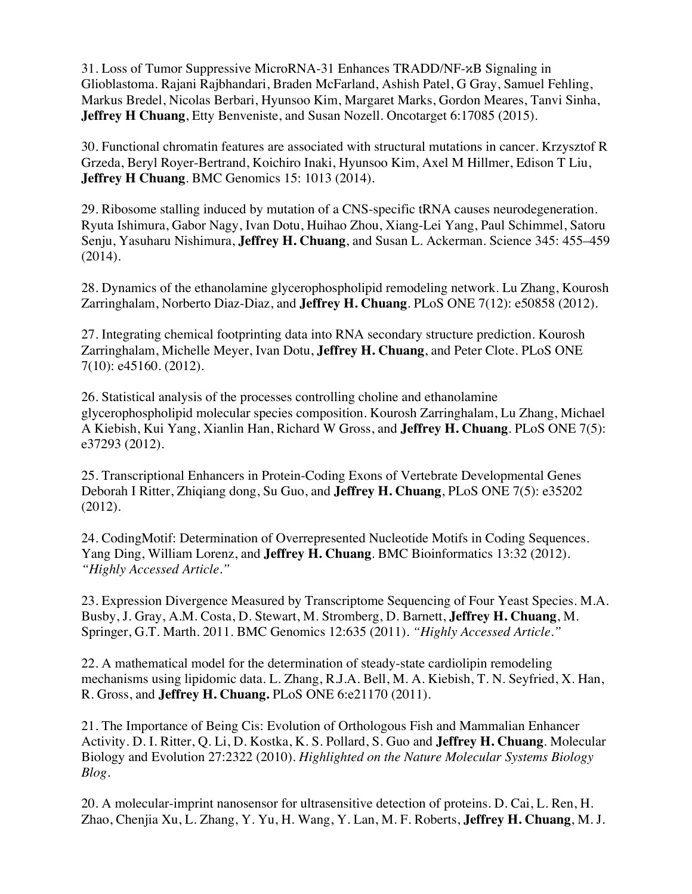31. Loss of Tumor Suppressive MicroRNA-31 Enhances TRADD/NF-ϰB Signaling in Glioblastoma. Rajani Rajbhandari, Braden McFarland, Ashish Patel, G Gray, Samuel Fehling, Markus Bredel, Nicolas Berbari, Hyunsoo Kim, Margaret Marks, Gordon Meares, Tanvi Sinha, **Jeffrey H Chuang**, Etty Benveniste, and Susan Nozell. Oncotarget 6:17085 (2015).

30. Functional chromatin features are associated with structural mutations in cancer. Krzysztof R Grzeda, Beryl Royer-Bertrand, Koichiro Inaki, Hyunsoo Kim, Axel M Hillmer, Edison T Liu, **Jeffrey H Chuang**. BMC Genomics 15: 1013 (2014).

29. Ribosome stalling induced by mutation of a CNS-specific tRNA causes neurodegeneration. Ryuta Ishimura, Gabor Nagy, Ivan Dotu, Huihao Zhou, Xiang-Lei Yang, Paul Schimmel, Satoru Senju, Yasuharu Nishimura, **Jeffrey H. Chuang**, and Susan L. Ackerman. Science 345: 455–459 (2014).

28. Dynamics of the ethanolamine glycerophospholipid remodeling network. Lu Zhang, Kourosh Zarringhalam, Norberto Diaz-Diaz, and **Jeffrey H. Chuang**. PLoS ONE 7(12): e50858 (2012).

27. Integrating chemical footprinting data into RNA secondary structure prediction. Kourosh Zarringhalam, Michelle Meyer, Ivan Dotu, **Jeffrey H. Chuang**, and Peter Clote. PLoS ONE 7(10): e45160. (2012).

26. Statistical analysis of the processes controlling choline and ethanolamine glycerophospholipid molecular species composition. Kourosh Zarringhalam, Lu Zhang, Michael A Kiebish, Kui Yang, Xianlin Han, Richard W Gross, and **Jeffrey H. Chuang**. PLoS ONE 7(5): e37293 (2012).

25. Transcriptional Enhancers in Protein-Coding Exons of Vertebrate Developmental Genes Deborah I Ritter, Zhiqiang dong, Su Guo, and **Jeffrey H. Chuang**, PLoS ONE 7(5): e35202 (2012).

24. CodingMotif: Determination of Overrepresented Nucleotide Motifs in Coding Sequences. Yang Ding, William Lorenz, and **Jeffrey H. Chuang**. BMC Bioinformatics 13:32 (2012). *"Highly Accessed Article."*

23. Expression Divergence Measured by Transcriptome Sequencing of Four Yeast Species. M.A. Busby, J. Gray, A.M. Costa, D. Stewart, M. Stromberg, D. Barnett, **Jeffrey H. Chuang**, M. Springer, G.T. Marth. 2011. BMC Genomics 12:635 (2011). *"Highly Accessed Article."*

22. A mathematical model for the determination of steady-state cardiolipin remodeling mechanisms using lipidomic data. L. Zhang, R.J.A. Bell, M. A. Kiebish, T. N. Seyfried, X. Han, R. Gross, and **Jeffrey H. Chuang.** PLoS ONE 6:e21170 (2011).

21. The Importance of Being Cis: Evolution of Orthologous Fish and Mammalian Enhancer Activity. D. I. Ritter, Q. Li, D. Kostka, K. S. Pollard, S. Guo and **Jeffrey H. Chuang**. Molecular Biology and Evolution 27:2322 (2010). *Highlighted on the Nature Molecular Systems Biology Blog.*

20. A molecular-imprint nanosensor for ultrasensitive detection of proteins. D. Cai, L. Ren, H. Zhao, Chenjia Xu, L. Zhang, Y. Yu, H. Wang, Y. Lan, M. F. Roberts, **Jeffrey H. Chuang**, M. J.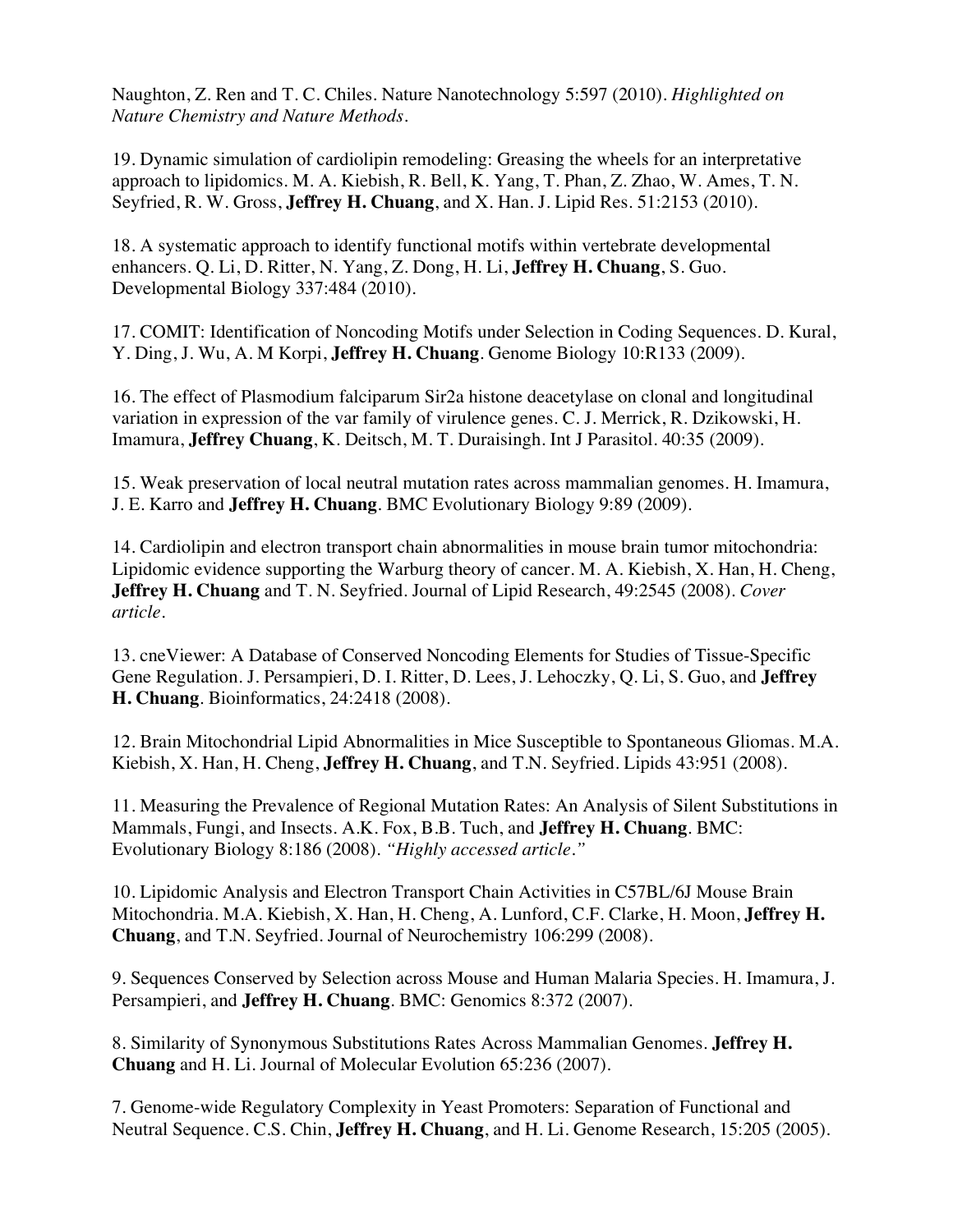Naughton, Z. Ren and T. C. Chiles. Nature Nanotechnology 5:597 (2010). *Highlighted on Nature Chemistry and Nature Methods.*

19. Dynamic simulation of cardiolipin remodeling: Greasing the wheels for an interpretative approach to lipidomics. M. A. Kiebish, R. Bell, K. Yang, T. Phan, Z. Zhao, W. Ames, T. N. Seyfried, R. W. Gross, **Jeffrey H. Chuang**, and X. Han. J. Lipid Res. 51:2153 (2010).

18. A systematic approach to identify functional motifs within vertebrate developmental enhancers. Q. Li, D. Ritter, N. Yang, Z. Dong, H. Li, **Jeffrey H. Chuang**, S. Guo. Developmental Biology 337:484 (2010).

17. COMIT: Identification of Noncoding Motifs under Selection in Coding Sequences. D. Kural, Y. Ding, J. Wu, A. M Korpi, **Jeffrey H. Chuang**. Genome Biology 10:R133 (2009).

16. The effect of Plasmodium falciparum Sir2a histone deacetylase on clonal and longitudinal variation in expression of the var family of virulence genes. C. J. Merrick, R. Dzikowski, H. Imamura, **Jeffrey Chuang**, K. Deitsch, M. T. Duraisingh. Int J Parasitol. 40:35 (2009).

15. Weak preservation of local neutral mutation rates across mammalian genomes. H. Imamura, J. E. Karro and **Jeffrey H. Chuang**. BMC Evolutionary Biology 9:89 (2009).

14. Cardiolipin and electron transport chain abnormalities in mouse brain tumor mitochondria: Lipidomic evidence supporting the Warburg theory of cancer. M. A. Kiebish, X. Han, H. Cheng, **Jeffrey H. Chuang** and T. N. Seyfried. Journal of Lipid Research, 49:2545 (2008). *Cover article.*

13. cneViewer: A Database of Conserved Noncoding Elements for Studies of Tissue-Specific Gene Regulation. J. Persampieri, D. I. Ritter, D. Lees, J. Lehoczky, Q. Li, S. Guo, and **Jeffrey H. Chuang**. Bioinformatics, 24:2418 (2008).

12. Brain Mitochondrial Lipid Abnormalities in Mice Susceptible to Spontaneous Gliomas. M.A. Kiebish, X. Han, H. Cheng, **Jeffrey H. Chuang**, and T.N. Seyfried. Lipids 43:951 (2008).

11. Measuring the Prevalence of Regional Mutation Rates: An Analysis of Silent Substitutions in Mammals, Fungi, and Insects. A.K. Fox, B.B. Tuch, and **Jeffrey H. Chuang**. BMC: Evolutionary Biology 8:186 (2008). *"Highly accessed article."*

10. Lipidomic Analysis and Electron Transport Chain Activities in C57BL/6J Mouse Brain Mitochondria. M.A. Kiebish, X. Han, H. Cheng, A. Lunford, C.F. Clarke, H. Moon, **Jeffrey H. Chuang**, and T.N. Seyfried. Journal of Neurochemistry 106:299 (2008).

9. Sequences Conserved by Selection across Mouse and Human Malaria Species. H. Imamura, J. Persampieri, and **Jeffrey H. Chuang**. BMC: Genomics 8:372 (2007).

8. Similarity of Synonymous Substitutions Rates Across Mammalian Genomes. **Jeffrey H. Chuang** and H. Li. Journal of Molecular Evolution 65:236 (2007).

7. Genome-wide Regulatory Complexity in Yeast Promoters: Separation of Functional and Neutral Sequence. C.S. Chin, **Jeffrey H. Chuang**, and H. Li. Genome Research, 15:205 (2005).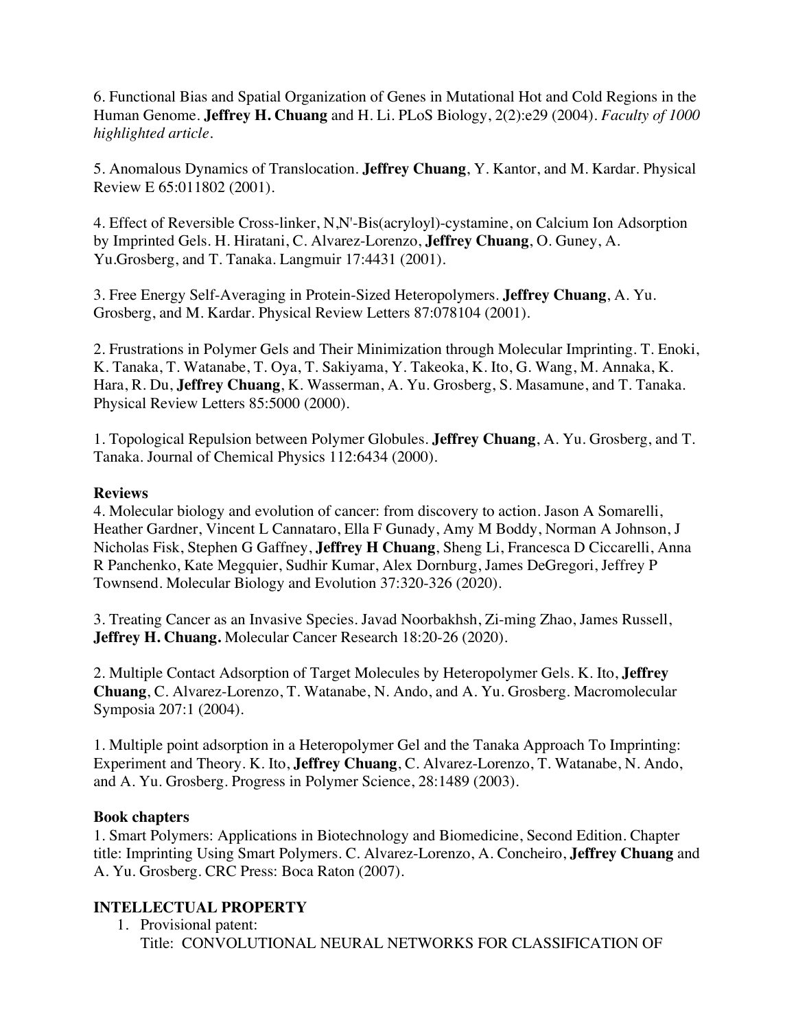6. Functional Bias and Spatial Organization of Genes in Mutational Hot and Cold Regions in the Human Genome. **Jeffrey H. Chuang** and H. Li. PLoS Biology, 2(2):e29 (2004). *Faculty of 1000 highlighted article*.

5. Anomalous Dynamics of Translocation. **Jeffrey Chuang**, Y. Kantor, and M. Kardar. Physical Review E 65:011802 (2001).

4. Effect of Reversible Cross-linker, N,N'-Bis(acryloyl)-cystamine, on Calcium Ion Adsorption by Imprinted Gels. H. Hiratani, C. Alvarez-Lorenzo, **Jeffrey Chuang**, O. Guney, A. Yu.Grosberg, and T. Tanaka. Langmuir 17:4431 (2001).

3. Free Energy Self-Averaging in Protein-Sized Heteropolymers. **Jeffrey Chuang**, A. Yu. Grosberg, and M. Kardar. Physical Review Letters 87:078104 (2001).

2. Frustrations in Polymer Gels and Their Minimization through Molecular Imprinting. T. Enoki, K. Tanaka, T. Watanabe, T. Oya, T. Sakiyama, Y. Takeoka, K. Ito, G. Wang, M. Annaka, K. Hara, R. Du, **Jeffrey Chuang**, K. Wasserman, A. Yu. Grosberg, S. Masamune, and T. Tanaka. Physical Review Letters 85:5000 (2000).

1. Topological Repulsion between Polymer Globules. **Jeffrey Chuang**, A. Yu. Grosberg, and T. Tanaka. Journal of Chemical Physics 112:6434 (2000).

**Reviews**

4. Molecular biology and evolution of cancer: from discovery to action. Jason A Somarelli, Heather Gardner, Vincent L Cannataro, Ella F Gunady, Amy M Boddy, Norman A Johnson, J Nicholas Fisk, Stephen G Gaffney, **Jeffrey H Chuang**, Sheng Li, Francesca D Ciccarelli, Anna R Panchenko, Kate Megquier, Sudhir Kumar, Alex Dornburg, James DeGregori, Jeffrey P Townsend. Molecular Biology and Evolution 37:320-326 (2020).

3. Treating Cancer as an Invasive Species. Javad Noorbakhsh, Zi-ming Zhao, James Russell, **Jeffrey H. Chuang.** Molecular Cancer Research 18:20-26 (2020).

2. Multiple Contact Adsorption of Target Molecules by Heteropolymer Gels. K. Ito, **Jeffrey Chuang**, C. Alvarez-Lorenzo, T. Watanabe, N. Ando, and A. Yu. Grosberg. Macromolecular Symposia 207:1 (2004).

1. Multiple point adsorption in a Heteropolymer Gel and the Tanaka Approach To Imprinting: Experiment and Theory. K. Ito, **Jeffrey Chuang**, C. Alvarez-Lorenzo, T. Watanabe, N. Ando, and A. Yu. Grosberg. Progress in Polymer Science, 28:1489 (2003).

**Book chapters**

1. Smart Polymers: Applications in Biotechnology and Biomedicine, Second Edition. Chapter title: Imprinting Using Smart Polymers. C. Alvarez-Lorenzo, A. Concheiro, **Jeffrey Chuang** and A. Yu. Grosberg. CRC Press: Boca Raton (2007).

## INTELLECTUAL PROPERTY

1. Provisional patent:
   Title: CONVOLUTIONAL NEURAL NETWORKS FOR CLASSIFICATION OF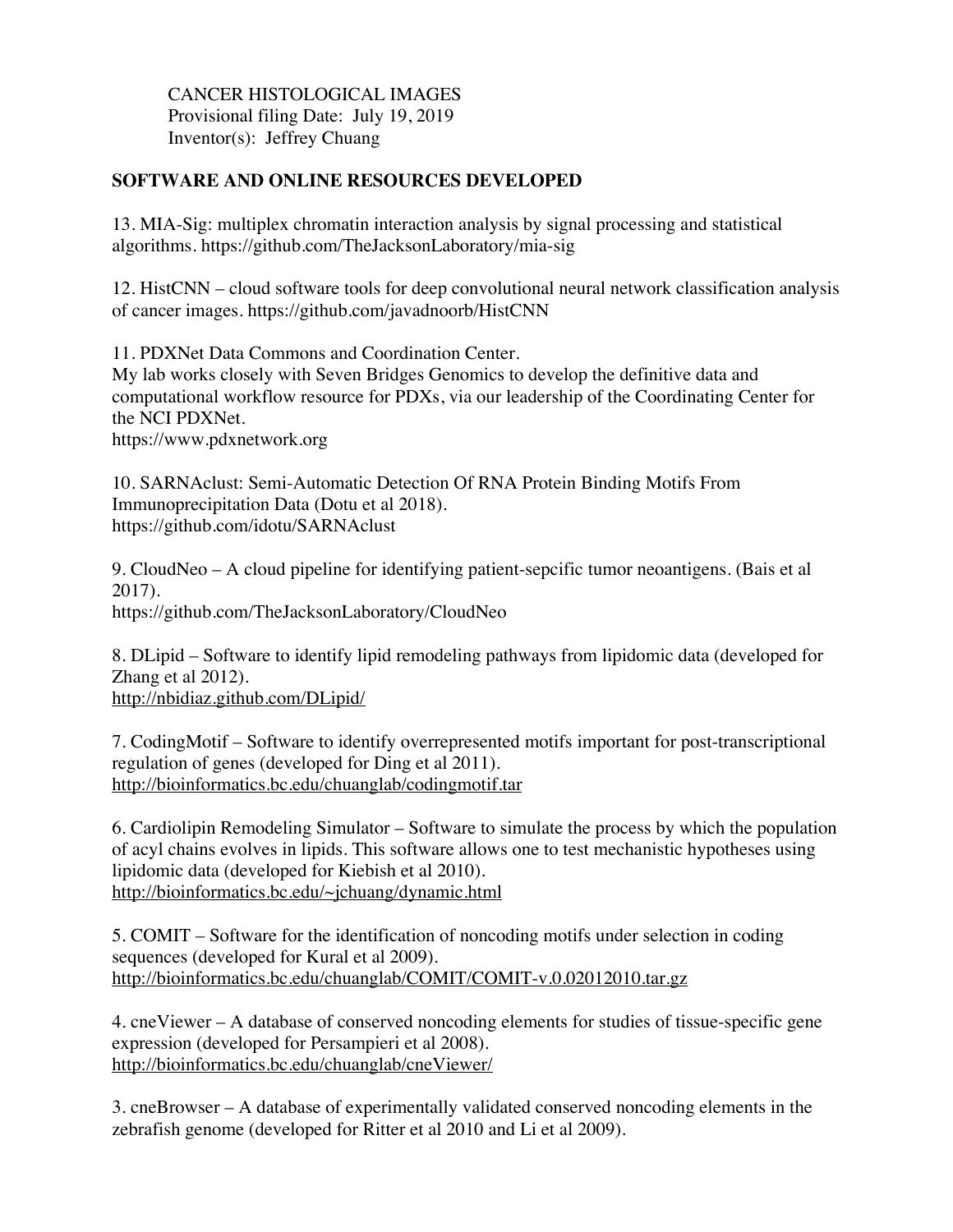CANCER HISTOLOGICAL IMAGES
Provisional filing Date: July 19, 2019
Inventor(s): Jeffrey Chuang

**SOFTWARE AND ONLINE RESOURCES DEVELOPED**

13. MIA-Sig: multiplex chromatin interaction analysis by signal processing and statistical algorithms. https://github.com/TheJacksonLaboratory/mia-sig

12. HistCNN – cloud software tools for deep convolutional neural network classification analysis of cancer images. https://github.com/javadnoorb/HistCNN

11. PDXNet Data Commons and Coordination Center.
My lab works closely with Seven Bridges Genomics to develop the definitive data and computational workflow resource for PDXs, via our leadership of the Coordinating Center for the NCI PDXNet.
https://www.pdxnetwork.org

10. SARNAclust: Semi-Automatic Detection Of RNA Protein Binding Motifs From Immunoprecipitation Data (Dotu et al 2018).
https://github.com/idotu/SARNAclust

9. CloudNeo – A cloud pipeline for identifying patient-sepcific tumor neoantigens. (Bais et al 2017).
https://github.com/TheJacksonLaboratory/CloudNeo

8. DLipid – Software to identify lipid remodeling pathways from lipidomic data (developed for Zhang et al 2012).
http://nbidiaz.github.com/DLipid/

7. CodingMotif – Software to identify overrepresented motifs important for post-transcriptional regulation of genes (developed for Ding et al 2011).
http://bioinformatics.bc.edu/chuanglab/codingmotif.tar

6. Cardiolipin Remodeling Simulator – Software to simulate the process by which the population of acyl chains evolves in lipids. This software allows one to test mechanistic hypotheses using lipidomic data (developed for Kiebish et al 2010).
http://bioinformatics.bc.edu/~jchuang/dynamic.html

5. COMIT – Software for the identification of noncoding motifs under selection in coding sequences (developed for Kural et al 2009).
http://bioinformatics.bc.edu/chuanglab/COMIT/COMIT-v.0.02012010.tar.gz

4. cneViewer – A database of conserved noncoding elements for studies of tissue-specific gene expression (developed for Persampieri et al 2008).
http://bioinformatics.bc.edu/chuanglab/cneViewer/

3. cneBrowser – A database of experimentally validated conserved noncoding elements in the zebrafish genome (developed for Ritter et al 2010 and Li et al 2009).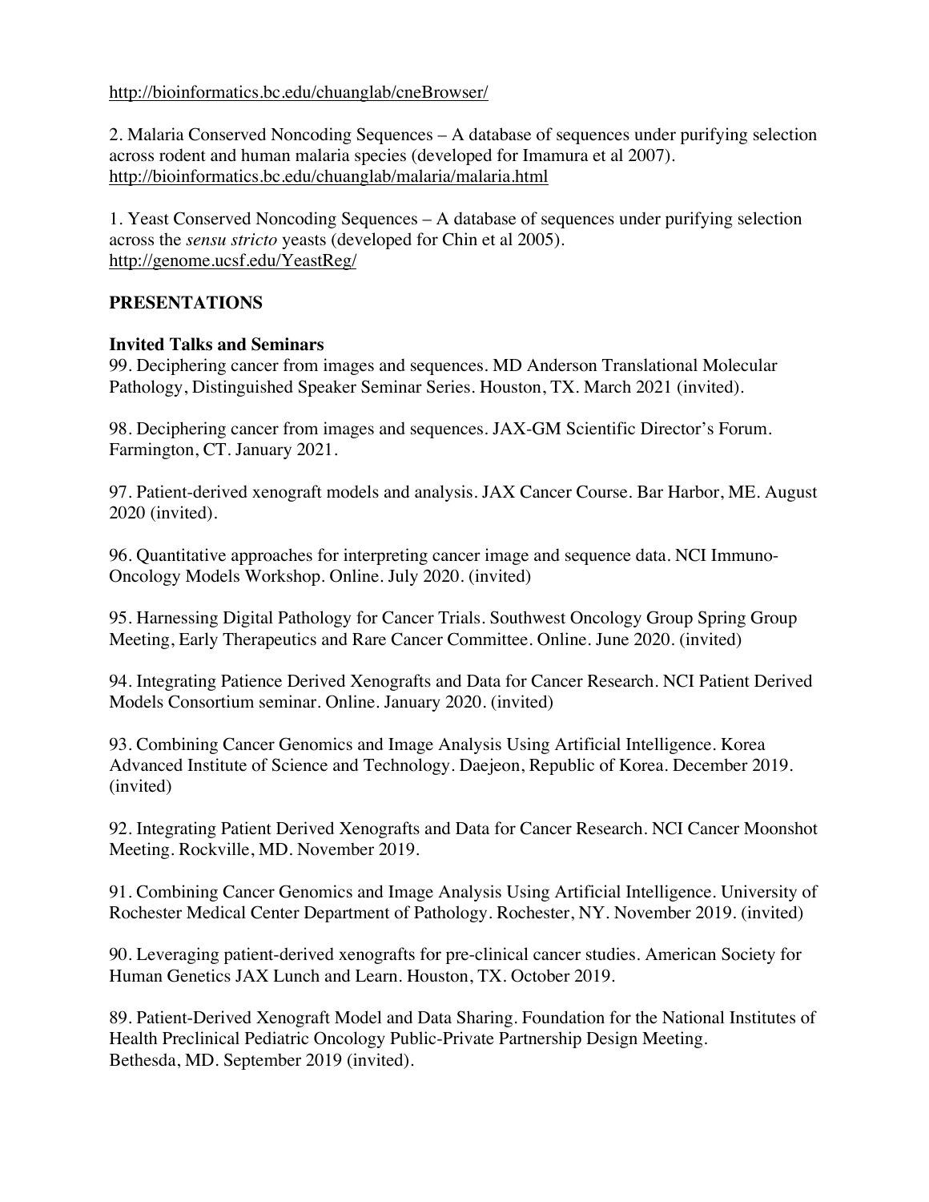http://bioinformatics.bc.edu/chuanglab/cneBrowser/

2. Malaria Conserved Noncoding Sequences – A database of sequences under purifying selection across rodent and human malaria species (developed for Imamura et al 2007).
http://bioinformatics.bc.edu/chuanglab/malaria/malaria.html

1. Yeast Conserved Noncoding Sequences – A database of sequences under purifying selection across the *sensu stricto* yeasts (developed for Chin et al 2005).
http://genome.ucsf.edu/YeastReg/

## PRESENTATIONS

### Invited Talks and Seminars

99. Deciphering cancer from images and sequences. MD Anderson Translational Molecular Pathology, Distinguished Speaker Seminar Series. Houston, TX. March 2021 (invited).

98. Deciphering cancer from images and sequences. JAX-GM Scientific Director's Forum. Farmington, CT. January 2021.

97. Patient-derived xenograft models and analysis. JAX Cancer Course. Bar Harbor, ME. August 2020 (invited).

96. Quantitative approaches for interpreting cancer image and sequence data. NCI Immuno-Oncology Models Workshop. Online. July 2020. (invited)

95. Harnessing Digital Pathology for Cancer Trials. Southwest Oncology Group Spring Group Meeting, Early Therapeutics and Rare Cancer Committee. Online. June 2020. (invited)

94. Integrating Patience Derived Xenografts and Data for Cancer Research. NCI Patient Derived Models Consortium seminar. Online. January 2020. (invited)

93. Combining Cancer Genomics and Image Analysis Using Artificial Intelligence. Korea Advanced Institute of Science and Technology. Daejeon, Republic of Korea. December 2019. (invited)

92. Integrating Patient Derived Xenografts and Data for Cancer Research. NCI Cancer Moonshot Meeting. Rockville, MD. November 2019.

91. Combining Cancer Genomics and Image Analysis Using Artificial Intelligence. University of Rochester Medical Center Department of Pathology. Rochester, NY. November 2019. (invited)

90. Leveraging patient-derived xenografts for pre-clinical cancer studies. American Society for Human Genetics JAX Lunch and Learn. Houston, TX. October 2019.

89. Patient-Derived Xenograft Model and Data Sharing. Foundation for the National Institutes of Health Preclinical Pediatric Oncology Public-Private Partnership Design Meeting. Bethesda, MD. September 2019 (invited).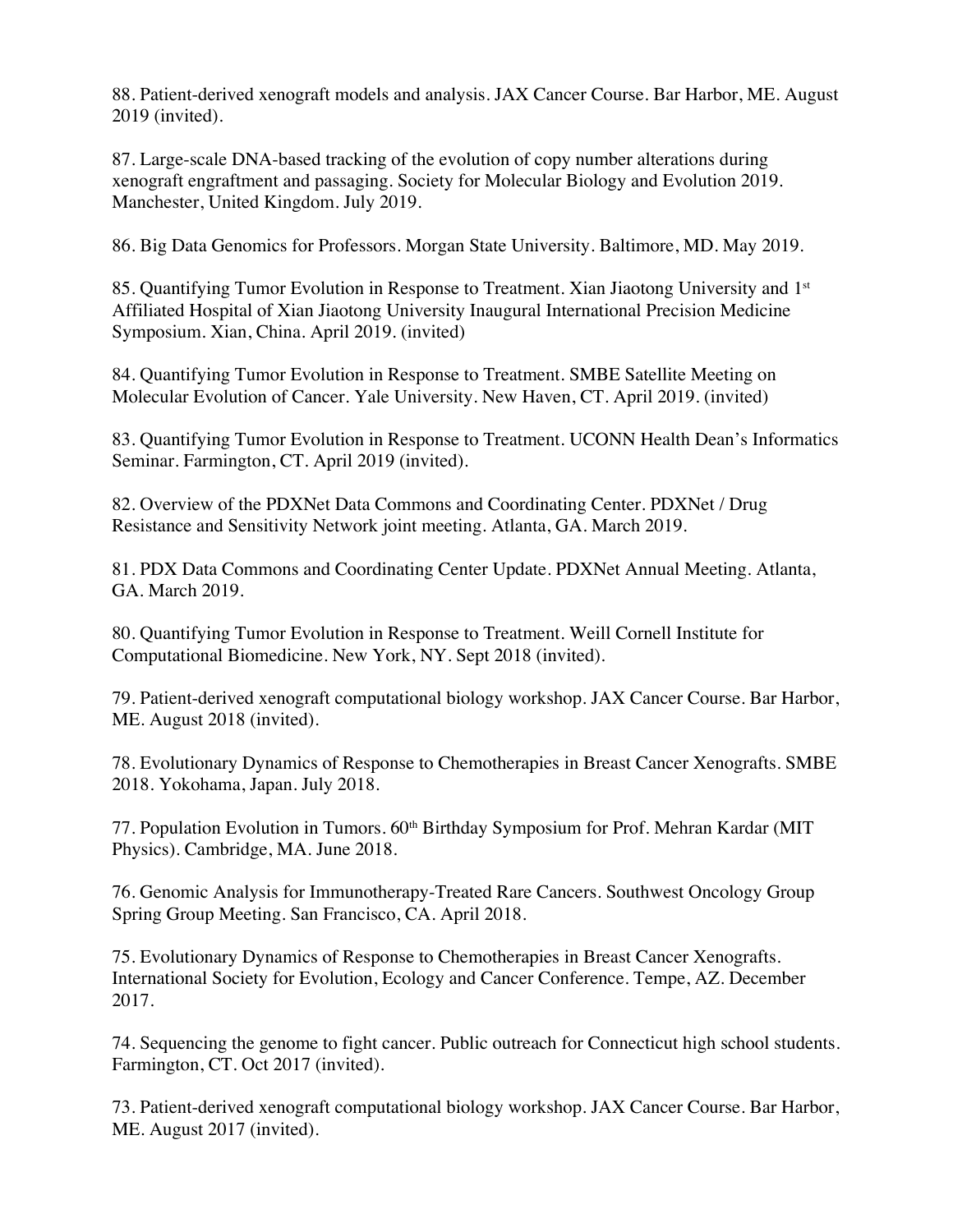88. Patient-derived xenograft models and analysis. JAX Cancer Course. Bar Harbor, ME. August 2019 (invited).

87. Large-scale DNA-based tracking of the evolution of copy number alterations during xenograft engraftment and passaging. Society for Molecular Biology and Evolution 2019. Manchester, United Kingdom. July 2019.

86. Big Data Genomics for Professors. Morgan State University. Baltimore, MD. May 2019.

85. Quantifying Tumor Evolution in Response to Treatment. Xian Jiaotong University and 1st Affiliated Hospital of Xian Jiaotong University Inaugural International Precision Medicine Symposium. Xian, China. April 2019. (invited)

84. Quantifying Tumor Evolution in Response to Treatment. SMBE Satellite Meeting on Molecular Evolution of Cancer. Yale University. New Haven, CT. April 2019. (invited)

83. Quantifying Tumor Evolution in Response to Treatment. UCONN Health Dean's Informatics Seminar. Farmington, CT. April 2019 (invited).

82. Overview of the PDXNet Data Commons and Coordinating Center. PDXNet / Drug Resistance and Sensitivity Network joint meeting. Atlanta, GA. March 2019.

81. PDX Data Commons and Coordinating Center Update. PDXNet Annual Meeting. Atlanta, GA. March 2019.

80. Quantifying Tumor Evolution in Response to Treatment. Weill Cornell Institute for Computational Biomedicine. New York, NY. Sept 2018 (invited).

79. Patient-derived xenograft computational biology workshop. JAX Cancer Course. Bar Harbor, ME. August 2018 (invited).

78. Evolutionary Dynamics of Response to Chemotherapies in Breast Cancer Xenografts. SMBE 2018. Yokohama, Japan. July 2018.

77. Population Evolution in Tumors. 60th Birthday Symposium for Prof. Mehran Kardar (MIT Physics). Cambridge, MA. June 2018.

76. Genomic Analysis for Immunotherapy-Treated Rare Cancers. Southwest Oncology Group Spring Group Meeting. San Francisco, CA. April 2018.

75. Evolutionary Dynamics of Response to Chemotherapies in Breast Cancer Xenografts. International Society for Evolution, Ecology and Cancer Conference. Tempe, AZ. December 2017.

74. Sequencing the genome to fight cancer. Public outreach for Connecticut high school students. Farmington, CT. Oct 2017 (invited).

73. Patient-derived xenograft computational biology workshop. JAX Cancer Course. Bar Harbor, ME. August 2017 (invited).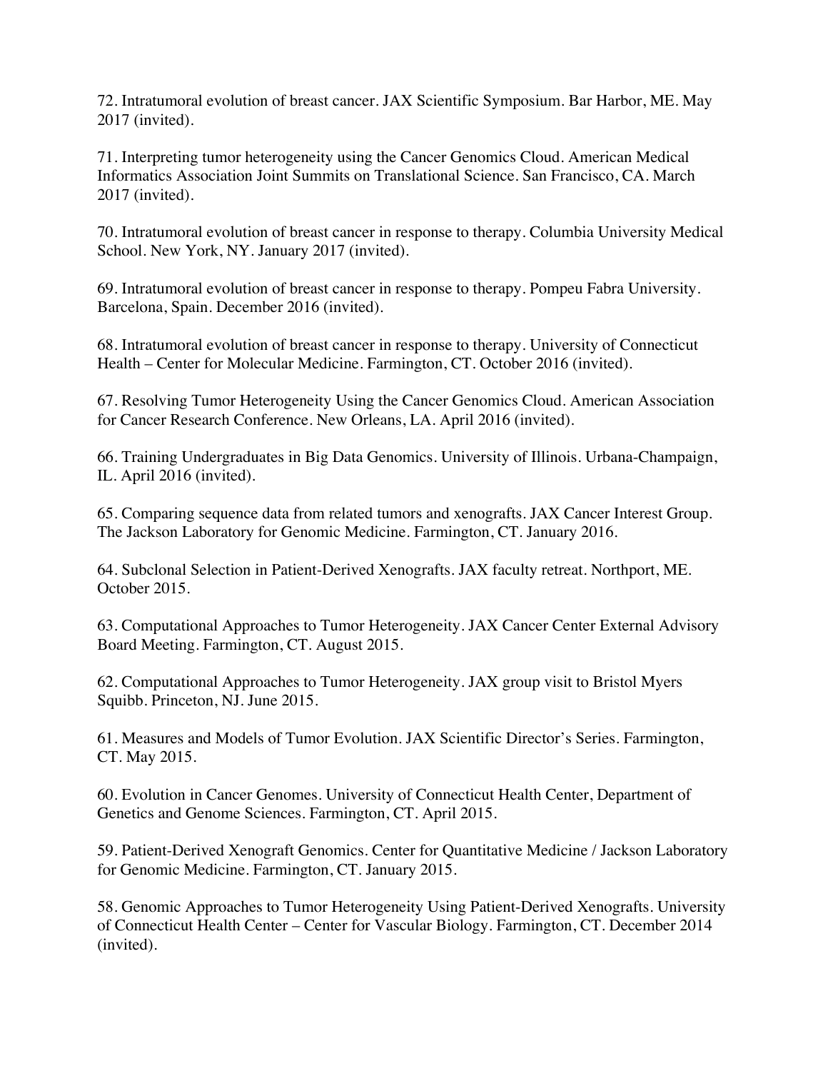72. Intratumoral evolution of breast cancer. JAX Scientific Symposium. Bar Harbor, ME. May 2017 (invited).

71. Interpreting tumor heterogeneity using the Cancer Genomics Cloud. American Medical Informatics Association Joint Summits on Translational Science. San Francisco, CA. March 2017 (invited).

70. Intratumoral evolution of breast cancer in response to therapy. Columbia University Medical School. New York, NY. January 2017 (invited).

69. Intratumoral evolution of breast cancer in response to therapy. Pompeu Fabra University. Barcelona, Spain. December 2016 (invited).

68. Intratumoral evolution of breast cancer in response to therapy. University of Connecticut Health – Center for Molecular Medicine. Farmington, CT. October 2016 (invited).

67. Resolving Tumor Heterogeneity Using the Cancer Genomics Cloud. American Association for Cancer Research Conference. New Orleans, LA. April 2016 (invited).

66. Training Undergraduates in Big Data Genomics. University of Illinois. Urbana-Champaign, IL. April 2016 (invited).

65. Comparing sequence data from related tumors and xenografts. JAX Cancer Interest Group. The Jackson Laboratory for Genomic Medicine. Farmington, CT. January 2016.

64. Subclonal Selection in Patient-Derived Xenografts. JAX faculty retreat. Northport, ME. October 2015.

63. Computational Approaches to Tumor Heterogeneity. JAX Cancer Center External Advisory Board Meeting. Farmington, CT. August 2015.

62. Computational Approaches to Tumor Heterogeneity. JAX group visit to Bristol Myers Squibb. Princeton, NJ. June 2015.

61. Measures and Models of Tumor Evolution. JAX Scientific Director's Series. Farmington, CT. May 2015.

60. Evolution in Cancer Genomes. University of Connecticut Health Center, Department of Genetics and Genome Sciences. Farmington, CT. April 2015.

59. Patient-Derived Xenograft Genomics. Center for Quantitative Medicine / Jackson Laboratory for Genomic Medicine. Farmington, CT. January 2015.

58. Genomic Approaches to Tumor Heterogeneity Using Patient-Derived Xenografts. University of Connecticut Health Center – Center for Vascular Biology. Farmington, CT. December 2014 (invited).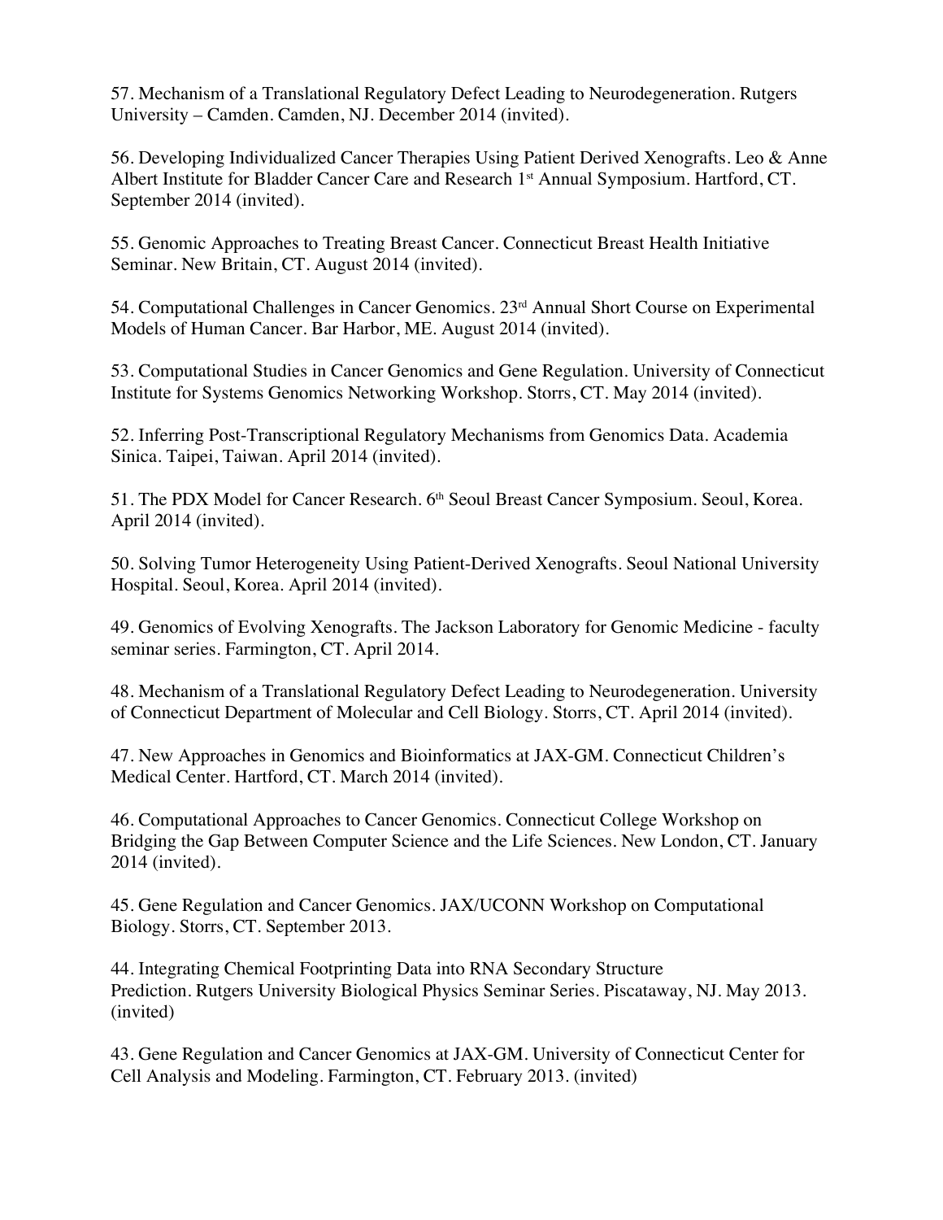57. Mechanism of a Translational Regulatory Defect Leading to Neurodegeneration. Rutgers University – Camden. Camden, NJ. December 2014 (invited).

56. Developing Individualized Cancer Therapies Using Patient Derived Xenografts. Leo & Anne Albert Institute for Bladder Cancer Care and Research 1st Annual Symposium. Hartford, CT. September 2014 (invited).

55. Genomic Approaches to Treating Breast Cancer. Connecticut Breast Health Initiative Seminar. New Britain, CT. August 2014 (invited).

54. Computational Challenges in Cancer Genomics. 23rd Annual Short Course on Experimental Models of Human Cancer. Bar Harbor, ME. August 2014 (invited).

53. Computational Studies in Cancer Genomics and Gene Regulation. University of Connecticut Institute for Systems Genomics Networking Workshop. Storrs, CT. May 2014 (invited).

52. Inferring Post-Transcriptional Regulatory Mechanisms from Genomics Data. Academia Sinica. Taipei, Taiwan. April 2014 (invited).

51. The PDX Model for Cancer Research. 6th Seoul Breast Cancer Symposium. Seoul, Korea. April 2014 (invited).

50. Solving Tumor Heterogeneity Using Patient-Derived Xenografts. Seoul National University Hospital. Seoul, Korea. April 2014 (invited).

49. Genomics of Evolving Xenografts. The Jackson Laboratory for Genomic Medicine - faculty seminar series. Farmington, CT. April 2014.

48. Mechanism of a Translational Regulatory Defect Leading to Neurodegeneration. University of Connecticut Department of Molecular and Cell Biology. Storrs, CT. April 2014 (invited).

47. New Approaches in Genomics and Bioinformatics at JAX-GM. Connecticut Children's Medical Center. Hartford, CT. March 2014 (invited).

46. Computational Approaches to Cancer Genomics. Connecticut College Workshop on Bridging the Gap Between Computer Science and the Life Sciences. New London, CT. January 2014 (invited).

45. Gene Regulation and Cancer Genomics. JAX/UCONN Workshop on Computational Biology. Storrs, CT. September 2013.

44. Integrating Chemical Footprinting Data into RNA Secondary Structure Prediction. Rutgers University Biological Physics Seminar Series. Piscataway, NJ. May 2013. (invited)

43. Gene Regulation and Cancer Genomics at JAX-GM. University of Connecticut Center for Cell Analysis and Modeling. Farmington, CT. February 2013. (invited)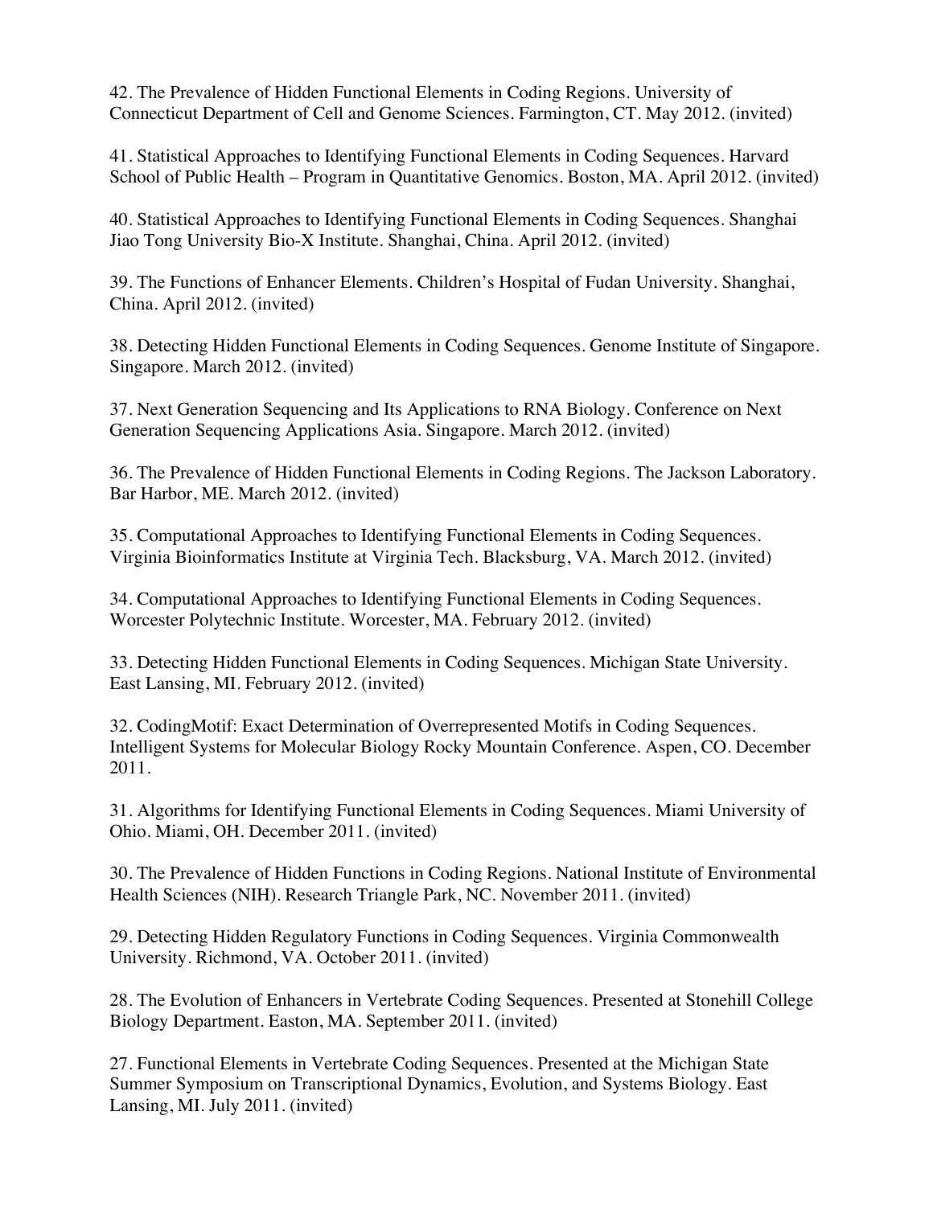42. The Prevalence of Hidden Functional Elements in Coding Regions. University of Connecticut Department of Cell and Genome Sciences. Farmington, CT. May 2012. (invited)

41. Statistical Approaches to Identifying Functional Elements in Coding Sequences. Harvard School of Public Health – Program in Quantitative Genomics. Boston, MA. April 2012. (invited)

40. Statistical Approaches to Identifying Functional Elements in Coding Sequences. Shanghai Jiao Tong University Bio-X Institute. Shanghai, China. April 2012. (invited)

39. The Functions of Enhancer Elements. Children's Hospital of Fudan University. Shanghai, China. April 2012. (invited)

38. Detecting Hidden Functional Elements in Coding Sequences. Genome Institute of Singapore. Singapore. March 2012. (invited)

37. Next Generation Sequencing and Its Applications to RNA Biology. Conference on Next Generation Sequencing Applications Asia. Singapore. March 2012. (invited)

36. The Prevalence of Hidden Functional Elements in Coding Regions. The Jackson Laboratory. Bar Harbor, ME. March 2012. (invited)

35. Computational Approaches to Identifying Functional Elements in Coding Sequences. Virginia Bioinformatics Institute at Virginia Tech. Blacksburg, VA. March 2012. (invited)

34. Computational Approaches to Identifying Functional Elements in Coding Sequences. Worcester Polytechnic Institute. Worcester, MA. February 2012. (invited)

33. Detecting Hidden Functional Elements in Coding Sequences. Michigan State University. East Lansing, MI. February 2012. (invited)

32. CodingMotif: Exact Determination of Overrepresented Motifs in Coding Sequences. Intelligent Systems for Molecular Biology Rocky Mountain Conference. Aspen, CO. December 2011.

31. Algorithms for Identifying Functional Elements in Coding Sequences. Miami University of Ohio. Miami, OH. December 2011. (invited)

30. The Prevalence of Hidden Functions in Coding Regions. National Institute of Environmental Health Sciences (NIH). Research Triangle Park, NC. November 2011. (invited)

29. Detecting Hidden Regulatory Functions in Coding Sequences. Virginia Commonwealth University. Richmond, VA. October 2011. (invited)

28. The Evolution of Enhancers in Vertebrate Coding Sequences. Presented at Stonehill College Biology Department. Easton, MA. September 2011. (invited)

27. Functional Elements in Vertebrate Coding Sequences. Presented at the Michigan State Summer Symposium on Transcriptional Dynamics, Evolution, and Systems Biology. East Lansing, MI. July 2011. (invited)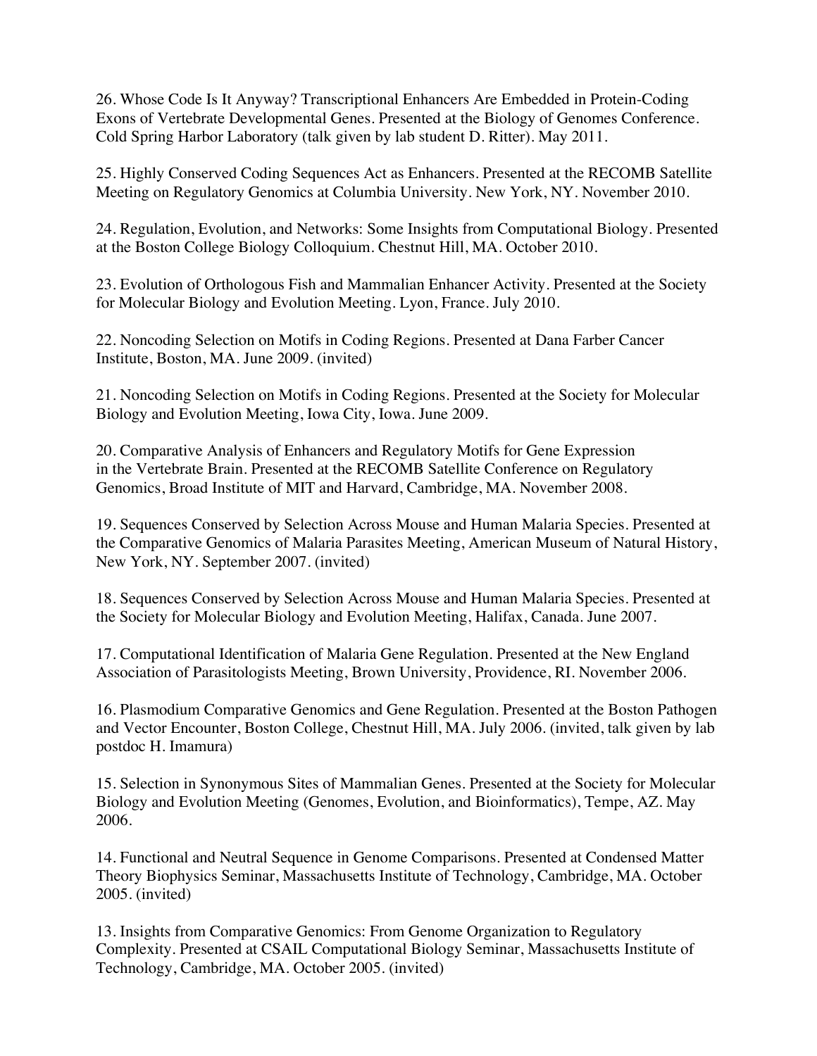26. Whose Code Is It Anyway? Transcriptional Enhancers Are Embedded in Protein-Coding Exons of Vertebrate Developmental Genes. Presented at the Biology of Genomes Conference. Cold Spring Harbor Laboratory (talk given by lab student D. Ritter). May 2011.

25. Highly Conserved Coding Sequences Act as Enhancers. Presented at the RECOMB Satellite Meeting on Regulatory Genomics at Columbia University. New York, NY. November 2010.

24. Regulation, Evolution, and Networks: Some Insights from Computational Biology. Presented at the Boston College Biology Colloquium. Chestnut Hill, MA. October 2010.

23. Evolution of Orthologous Fish and Mammalian Enhancer Activity. Presented at the Society for Molecular Biology and Evolution Meeting. Lyon, France. July 2010.

22. Noncoding Selection on Motifs in Coding Regions. Presented at Dana Farber Cancer Institute, Boston, MA. June 2009. (invited)

21. Noncoding Selection on Motifs in Coding Regions. Presented at the Society for Molecular Biology and Evolution Meeting, Iowa City, Iowa. June 2009.

20. Comparative Analysis of Enhancers and Regulatory Motifs for Gene Expression in the Vertebrate Brain. Presented at the RECOMB Satellite Conference on Regulatory Genomics, Broad Institute of MIT and Harvard, Cambridge, MA. November 2008.

19. Sequences Conserved by Selection Across Mouse and Human Malaria Species. Presented at the Comparative Genomics of Malaria Parasites Meeting, American Museum of Natural History, New York, NY. September 2007. (invited)

18. Sequences Conserved by Selection Across Mouse and Human Malaria Species. Presented at the Society for Molecular Biology and Evolution Meeting, Halifax, Canada. June 2007.

17. Computational Identification of Malaria Gene Regulation. Presented at the New England Association of Parasitologists Meeting, Brown University, Providence, RI. November 2006.

16. Plasmodium Comparative Genomics and Gene Regulation. Presented at the Boston Pathogen and Vector Encounter, Boston College, Chestnut Hill, MA. July 2006. (invited, talk given by lab postdoc H. Imamura)

15. Selection in Synonymous Sites of Mammalian Genes. Presented at the Society for Molecular Biology and Evolution Meeting (Genomes, Evolution, and Bioinformatics), Tempe, AZ. May 2006.

14. Functional and Neutral Sequence in Genome Comparisons. Presented at Condensed Matter Theory Biophysics Seminar, Massachusetts Institute of Technology, Cambridge, MA. October 2005. (invited)

13. Insights from Comparative Genomics: From Genome Organization to Regulatory Complexity. Presented at CSAIL Computational Biology Seminar, Massachusetts Institute of Technology, Cambridge, MA. October 2005. (invited)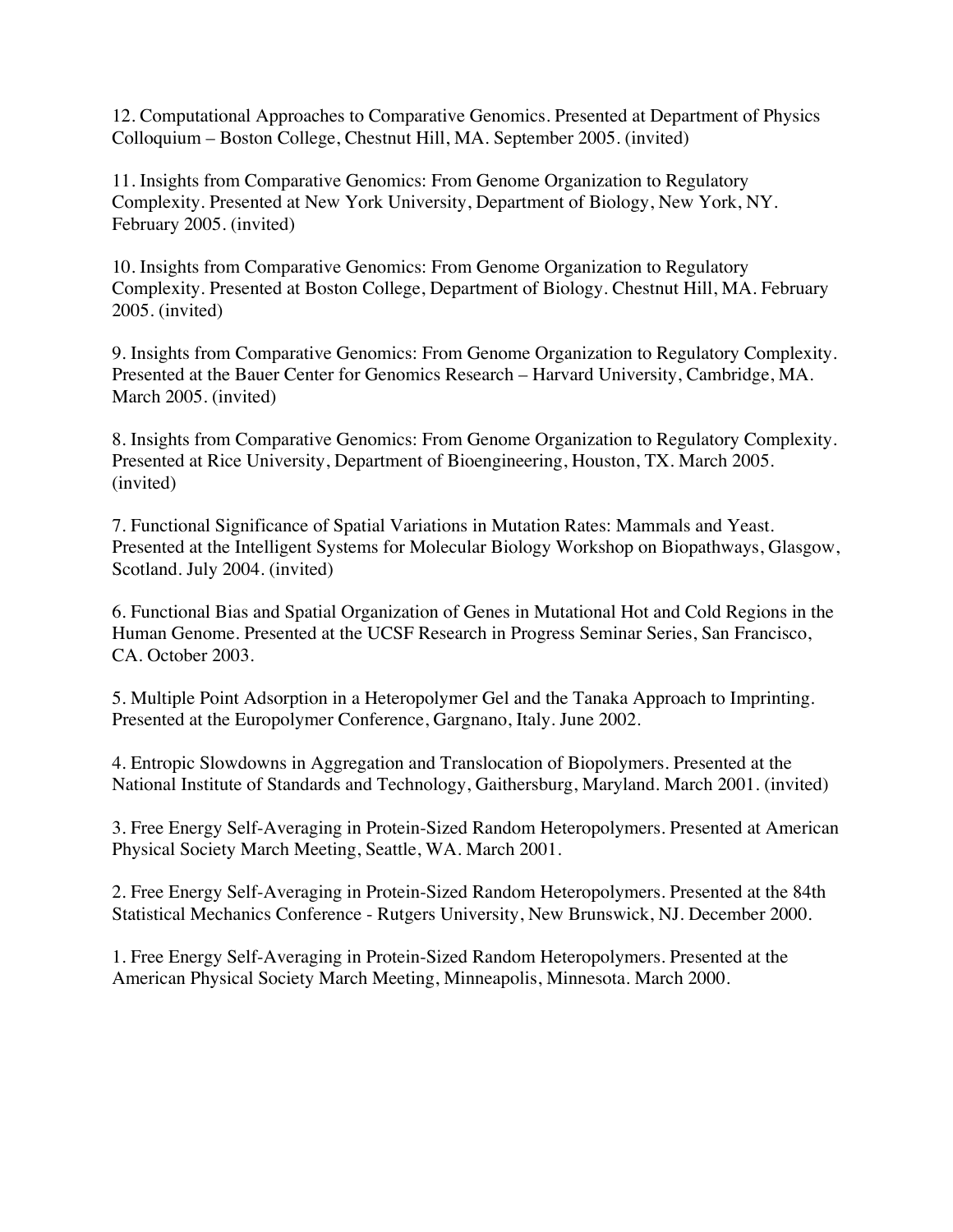12. Computational Approaches to Comparative Genomics. Presented at Department of Physics Colloquium – Boston College, Chestnut Hill, MA. September 2005. (invited)

11. Insights from Comparative Genomics: From Genome Organization to Regulatory Complexity. Presented at New York University, Department of Biology, New York, NY. February 2005. (invited)

10. Insights from Comparative Genomics: From Genome Organization to Regulatory Complexity. Presented at Boston College, Department of Biology. Chestnut Hill, MA. February 2005. (invited)

9. Insights from Comparative Genomics: From Genome Organization to Regulatory Complexity. Presented at the Bauer Center for Genomics Research – Harvard University, Cambridge, MA. March 2005. (invited)

8. Insights from Comparative Genomics: From Genome Organization to Regulatory Complexity. Presented at Rice University, Department of Bioengineering, Houston, TX. March 2005. (invited)

7. Functional Significance of Spatial Variations in Mutation Rates: Mammals and Yeast. Presented at the Intelligent Systems for Molecular Biology Workshop on Biopathways, Glasgow, Scotland. July 2004. (invited)

6. Functional Bias and Spatial Organization of Genes in Mutational Hot and Cold Regions in the Human Genome. Presented at the UCSF Research in Progress Seminar Series, San Francisco, CA. October 2003.

5. Multiple Point Adsorption in a Heteropolymer Gel and the Tanaka Approach to Imprinting. Presented at the Europolymer Conference, Gargnano, Italy. June 2002.

4. Entropic Slowdowns in Aggregation and Translocation of Biopolymers. Presented at the National Institute of Standards and Technology, Gaithersburg, Maryland. March 2001. (invited)

3. Free Energy Self-Averaging in Protein-Sized Random Heteropolymers. Presented at American Physical Society March Meeting, Seattle, WA. March 2001.

2. Free Energy Self-Averaging in Protein-Sized Random Heteropolymers. Presented at the 84th Statistical Mechanics Conference - Rutgers University, New Brunswick, NJ. December 2000.

1. Free Energy Self-Averaging in Protein-Sized Random Heteropolymers. Presented at the American Physical Society March Meeting, Minneapolis, Minnesota. March 2000.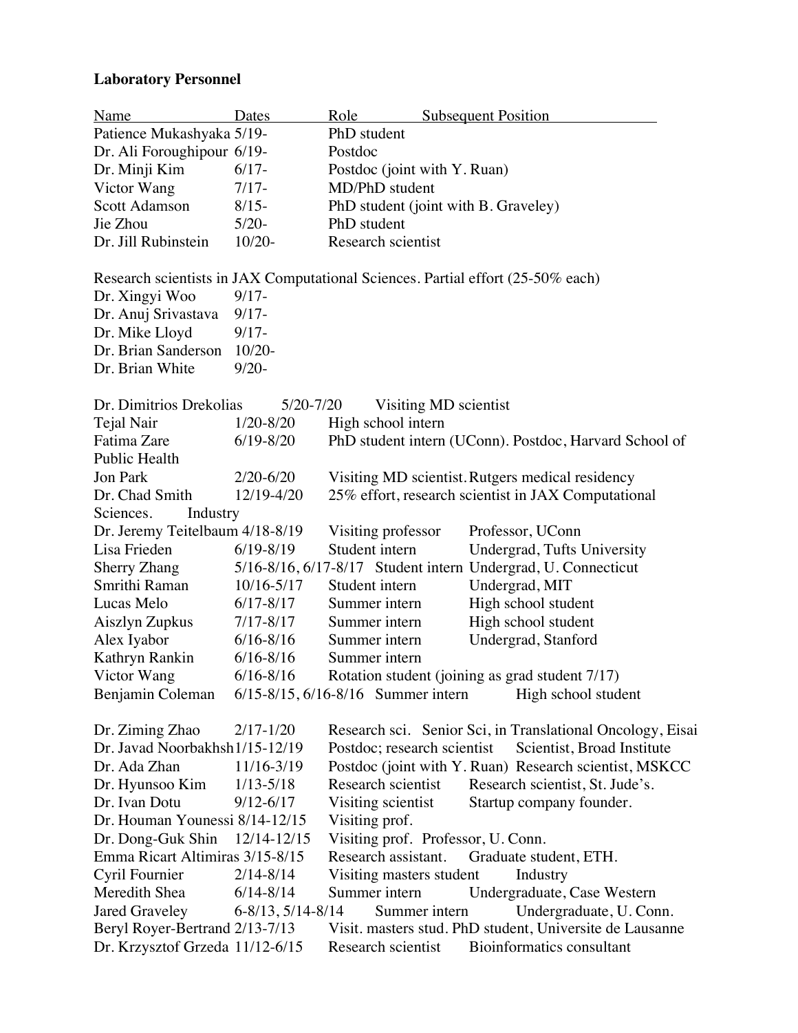**Laboratory Personnel**

| Name | Dates | Role | Subsequent Position |
|---|---|---|---|
| Patience Mukashyaka | 5/19- | PhD student | |
| Dr. Ali Foroughipour | 6/19- | Postdoc | |
| Dr. Minji Kim | 6/17- | Postdoc (joint with Y. Ruan) | |
| Victor Wang | 7/17- | MD/PhD student | |
| Scott Adamson | 8/15- | PhD student (joint with B. Graveley) | |
| Jie Zhou | 5/20- | PhD student | |
| Dr. Jill Rubinstein | 10/20- | Research scientist | |

Research scientists in JAX Computational Sciences. Partial effort (25-50% each)

| Name | Dates |
|---|---|
| Dr. Xingyi Woo | 9/17- |
| Dr. Anuj Srivastava | 9/17- |
| Dr. Mike Lloyd | 9/17- |
| Dr. Brian Sanderson | 10/20- |
| Dr. Brian White | 9/20- |

| Name | Dates | Role | Subsequent Position |
|---|---|---|---|
| Dr. Dimitrios Drekolias | 5/20-7/20 | Visiting MD scientist | |
| Tejal Nair | 1/20-8/20 | High school intern | |
| Fatima Zare | 6/19-8/20 | PhD student intern (UConn). | Postdoc, Harvard School of Public Health |
| Jon Park | 2/20-6/20 | Visiting MD scientist. | Rutgers medical residency |
| Dr. Chad Smith | 12/19-4/20 | 25% effort, research scientist in JAX Computational Sciences. | Industry |
| Dr. Jeremy Teitelbaum | 4/18-8/19 | Visiting professor | Professor, UConn |
| Lisa Frieden | 6/19-8/19 | Student intern | Undergrad, Tufts University |
| Sherry Zhang | 5/16-8/16, 6/17-8/17 | Student intern | Undergrad, U. Connecticut |
| Smrithi Raman | 10/16-5/17 | Student intern | Undergrad, MIT |
| Lucas Melo | 6/17-8/17 | Summer intern | High school student |
| Aiszlyn Zupkus | 7/17-8/17 | Summer intern | High school student |
| Alex Iyabor | 6/16-8/16 | Summer intern | Undergrad, Stanford |
| Kathryn Rankin | 6/16-8/16 | Summer intern | |
| Victor Wang | 6/16-8/16 | Rotation student (joining as grad student 7/17) | |
| Benjamin Coleman | 6/15-8/15, 6/16-8/16 | Summer intern | High school student |

| Name | Dates | Role | Subsequent Position |
|---|---|---|---|
| Dr. Ziming Zhao | 2/17-1/20 | Research sci. | Senior Sci, in Translational Oncology, Eisai |
| Dr. Javad Noorbakhsh | 1/15-12/19 | Postdoc; research scientist | Scientist, Broad Institute |
| Dr. Ada Zhan | 11/16-3/19 | Postdoc (joint with Y. Ruan) | Research scientist, MSKCC |
| Dr. Hyunsoo Kim | 1/13-5/18 | Research scientist | Research scientist, St. Jude's. |
| Dr. Ivan Dotu | 9/12-6/17 | Visiting scientist | Startup company founder. |
| Dr. Houman Younessi | 8/14-12/15 | Visiting prof. | |
| Dr. Dong-Guk Shin | 12/14-12/15 | Visiting prof. | Professor, U. Conn. |
| Emma Ricart Altimiras | 3/15-8/15 | Research assistant. | Graduate student, ETH. |
| Cyril Fournier | 2/14-8/14 | Visiting masters student | Industry |
| Meredith Shea | 6/14-8/14 | Summer intern | Undergraduate, Case Western |
| Jared Graveley | 6-8/13, 5/14-8/14 | Summer intern | Undergraduate, U. Conn. |
| Beryl Royer-Bertrand | 2/13-7/13 | Visit. masters stud. | PhD student, Universite de Lausanne |
| Dr. Krzysztof Grzeda | 11/12-6/15 | Research scientist | Bioinformatics consultant |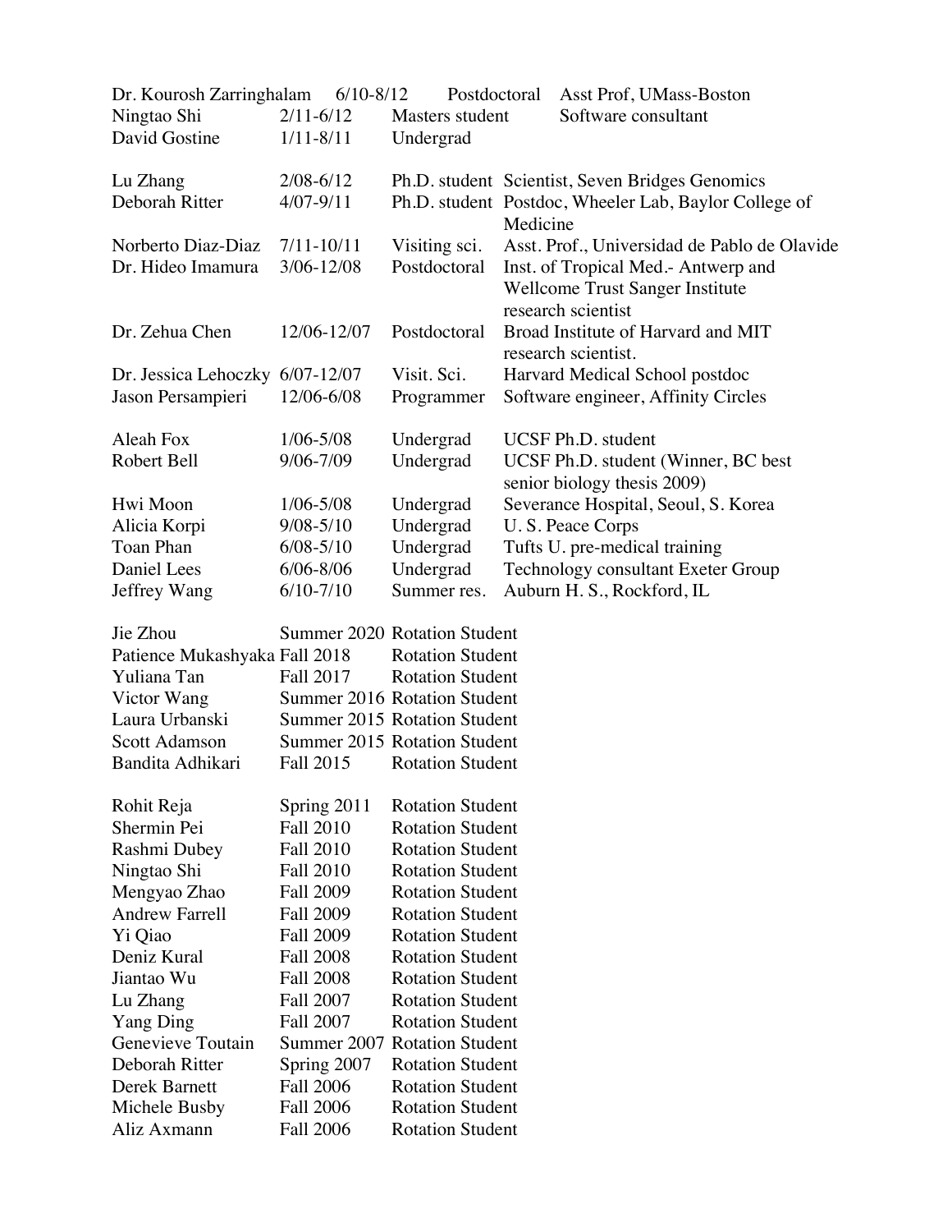| | | | |
|---|---|---|---|
| Dr. Kourosh Zarringhalam | 6/10-8/12 | Postdoctoral | Asst Prof, UMass-Boston |
| Ningtao Shi | 2/11-6/12 | Masters student | Software consultant |
| David Gostine | 1/11-8/11 | Undergrad | |
| | | | |
| Lu Zhang | 2/08-6/12 | Ph.D. student | Scientist, Seven Bridges Genomics |
| Deborah Ritter | 4/07-9/11 | Ph.D. student | Postdoc, Wheeler Lab, Baylor College of Medicine |
| Norberto Diaz-Diaz | 7/11-10/11 | Visiting sci. | Asst. Prof., Universidad de Pablo de Olavide |
| Dr. Hideo Imamura | 3/06-12/08 | Postdoctoral | Inst. of Tropical Med.- Antwerp and Wellcome Trust Sanger Institute research scientist |
| Dr. Zehua Chen | 12/06-12/07 | Postdoctoral | Broad Institute of Harvard and MIT research scientist. |
| Dr. Jessica Lehoczky | 6/07-12/07 | Visit. Sci. | Harvard Medical School postdoc |
| Jason Persampieri | 12/06-6/08 | Programmer | Software engineer, Affinity Circles |
| | | | |
| Aleah Fox | 1/06-5/08 | Undergrad | UCSF Ph.D. student |
| Robert Bell | 9/06-7/09 | Undergrad | UCSF Ph.D. student (Winner, BC best senior biology thesis 2009) |
| Hwi Moon | 1/06-5/08 | Undergrad | Severance Hospital, Seoul, S. Korea |
| Alicia Korpi | 9/08-5/10 | Undergrad | U. S. Peace Corps |
| Toan Phan | 6/08-5/10 | Undergrad | Tufts U. pre-medical training |
| Daniel Lees | 6/06-8/06 | Undergrad | Technology consultant Exeter Group |
| Jeffrey Wang | 6/10-7/10 | Summer res. | Auburn H. S., Rockford, IL |

| | | |
|---|---|---|
| Jie Zhou | Summer 2020 | Rotation Student |
| Patience Mukashyaka | Fall 2018 | Rotation Student |
| Yuliana Tan | Fall 2017 | Rotation Student |
| Victor Wang | Summer 2016 | Rotation Student |
| Laura Urbanski | Summer 2015 | Rotation Student |
| Scott Adamson | Summer 2015 | Rotation Student |
| Bandita Adhikari | Fall 2015 | Rotation Student |
| | | |
| Rohit Reja | Spring 2011 | Rotation Student |
| Shermin Pei | Fall 2010 | Rotation Student |
| Rashmi Dubey | Fall 2010 | Rotation Student |
| Ningtao Shi | Fall 2010 | Rotation Student |
| Mengyao Zhao | Fall 2009 | Rotation Student |
| Andrew Farrell | Fall 2009 | Rotation Student |
| Yi Qiao | Fall 2009 | Rotation Student |
| Deniz Kural | Fall 2008 | Rotation Student |
| Jiantao Wu | Fall 2008 | Rotation Student |
| Lu Zhang | Fall 2007 | Rotation Student |
| Yang Ding | Fall 2007 | Rotation Student |
| Genevieve Toutain | Summer 2007 | Rotation Student |
| Deborah Ritter | Spring 2007 | Rotation Student |
| Derek Barnett | Fall 2006 | Rotation Student |
| Michele Busby | Fall 2006 | Rotation Student |
| Aliz Axmann | Fall 2006 | Rotation Student |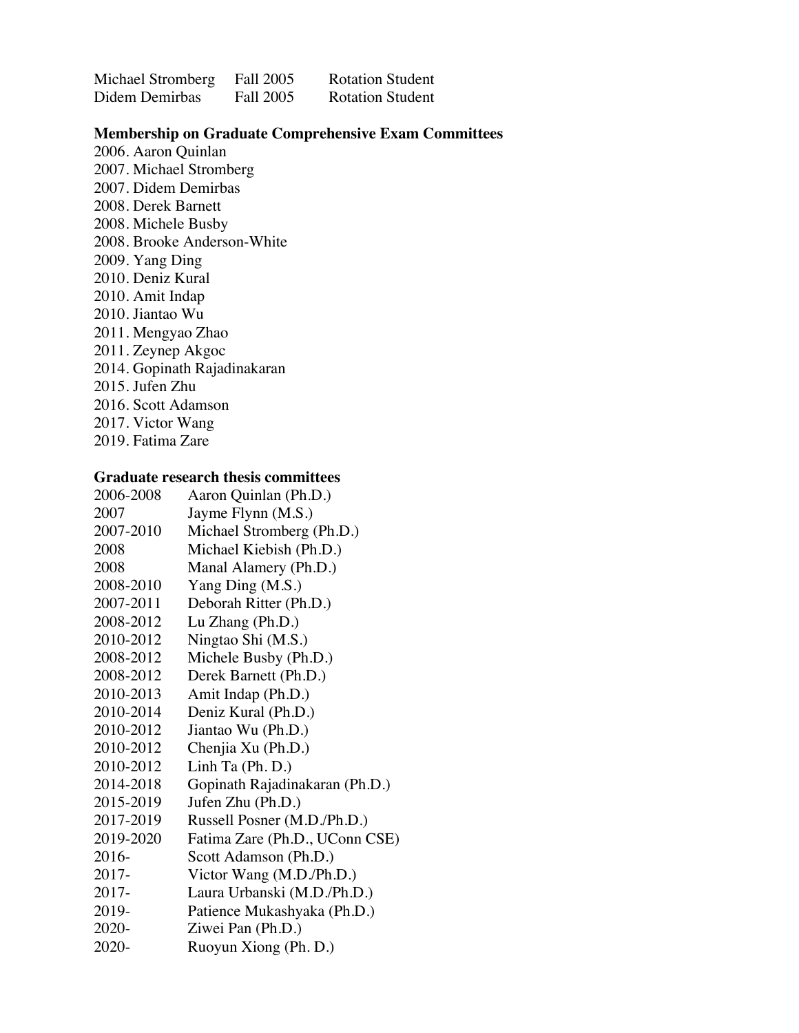| | | |
|---|---|---|
| Michael Stromberg | Fall 2005 | Rotation Student |
| Didem Demirbas | Fall 2005 | Rotation Student |

**Membership on Graduate Comprehensive Exam Committees**

2006. Aaron Quinlan
2007. Michael Stromberg
2007. Didem Demirbas
2008. Derek Barnett
2008. Michele Busby
2008. Brooke Anderson-White
2009. Yang Ding
2010. Deniz Kural
2010. Amit Indap
2010. Jiantao Wu
2011. Mengyao Zhao
2011. Zeynep Akgoc
2014. Gopinath Rajadinakaran
2015. Jufen Zhu
2016. Scott Adamson
2017. Victor Wang
2019. Fatima Zare

**Graduate research thesis committees**

| | |
|---|---|
| 2006-2008 | Aaron Quinlan (Ph.D.) |
| 2007 | Jayme Flynn (M.S.) |
| 2007-2010 | Michael Stromberg (Ph.D.) |
| 2008 | Michael Kiebish (Ph.D.) |
| 2008 | Manal Alamery (Ph.D.) |
| 2008-2010 | Yang Ding (M.S.) |
| 2007-2011 | Deborah Ritter (Ph.D.) |
| 2008-2012 | Lu Zhang (Ph.D.) |
| 2010-2012 | Ningtao Shi (M.S.) |
| 2008-2012 | Michele Busby (Ph.D.) |
| 2008-2012 | Derek Barnett (Ph.D.) |
| 2010-2013 | Amit Indap (Ph.D.) |
| 2010-2014 | Deniz Kural (Ph.D.) |
| 2010-2012 | Jiantao Wu (Ph.D.) |
| 2010-2012 | Chenjia Xu (Ph.D.) |
| 2010-2012 | Linh Ta (Ph. D.) |
| 2014-2018 | Gopinath Rajadinakaran (Ph.D.) |
| 2015-2019 | Jufen Zhu (Ph.D.) |
| 2017-2019 | Russell Posner (M.D./Ph.D.) |
| 2019-2020 | Fatima Zare (Ph.D., UConn CSE) |
| 2016- | Scott Adamson (Ph.D.) |
| 2017- | Victor Wang (M.D./Ph.D.) |
| 2017- | Laura Urbanski (M.D./Ph.D.) |
| 2019- | Patience Mukashyaka (Ph.D.) |
| 2020- | Ziwei Pan (Ph.D.) |
| 2020- | Ruoyun Xiong (Ph. D.) |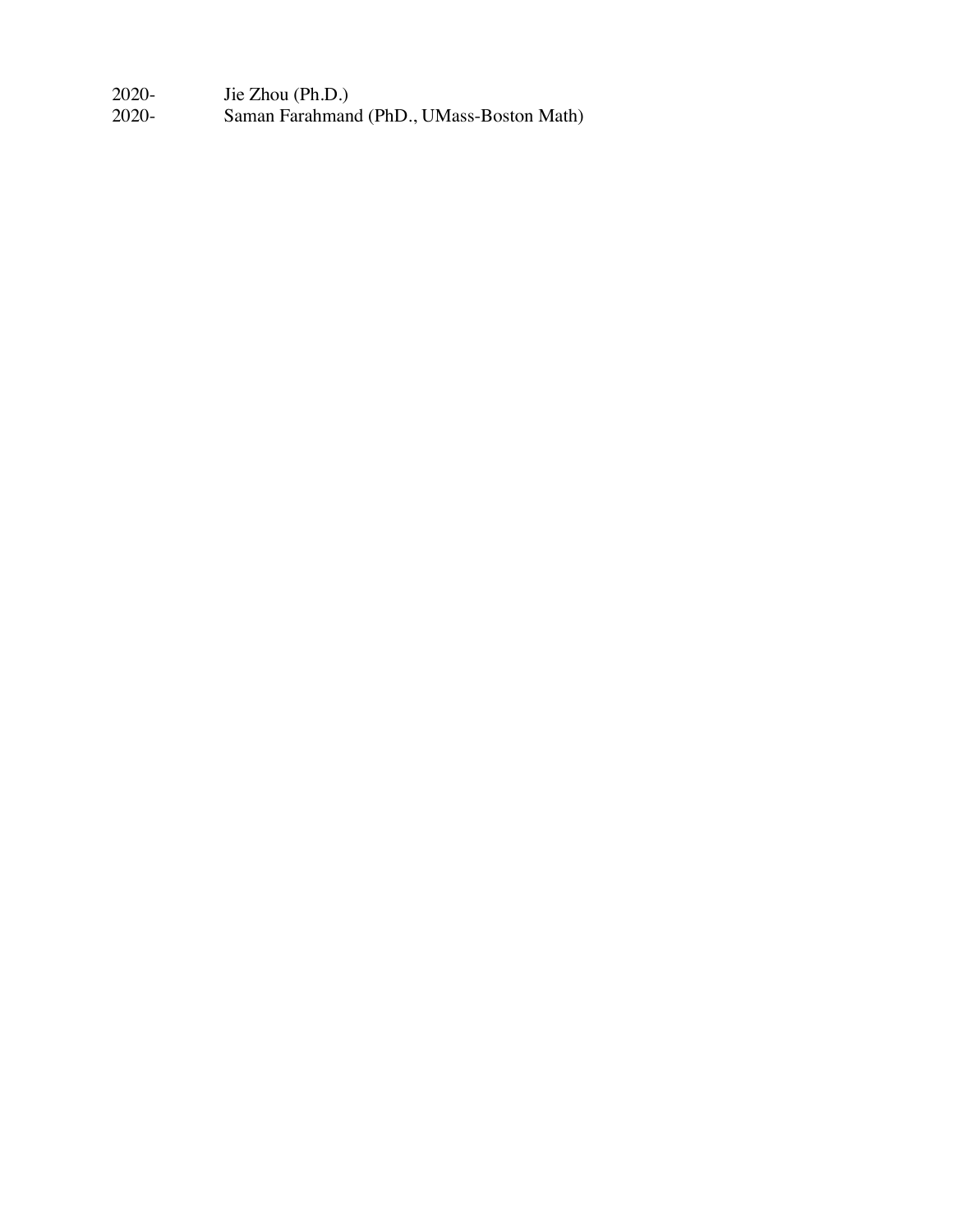2020- Jie Zhou (Ph.D.)

2020- Saman Farahmand (PhD., UMass-Boston Math)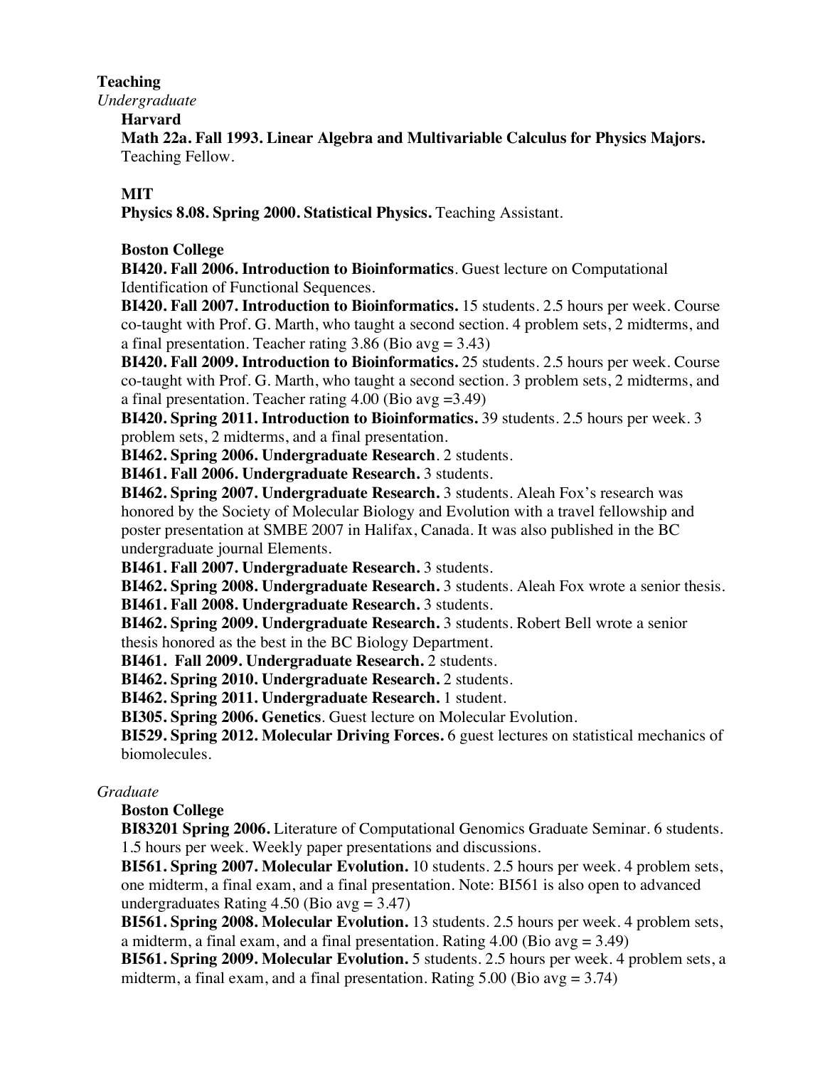## Teaching

*Undergraduate*

**Harvard**

**Math 22a. Fall 1993. Linear Algebra and Multivariable Calculus for Physics Majors.** Teaching Fellow.

**MIT**

**Physics 8.08. Spring 2000. Statistical Physics.** Teaching Assistant.

**Boston College**

**BI420. Fall 2006. Introduction to Bioinformatics**. Guest lecture on Computational Identification of Functional Sequences.

**BI420. Fall 2007. Introduction to Bioinformatics.** 15 students. 2.5 hours per week. Course co-taught with Prof. G. Marth, who taught a second section. 4 problem sets, 2 midterms, and a final presentation. Teacher rating 3.86 (Bio avg = 3.43)

**BI420. Fall 2009. Introduction to Bioinformatics.** 25 students. 2.5 hours per week. Course co-taught with Prof. G. Marth, who taught a second section. 3 problem sets, 2 midterms, and a final presentation. Teacher rating 4.00 (Bio avg =3.49)

**BI420. Spring 2011. Introduction to Bioinformatics.** 39 students. 2.5 hours per week. 3 problem sets, 2 midterms, and a final presentation.

**BI462. Spring 2006. Undergraduate Research**. 2 students.

**BI461. Fall 2006. Undergraduate Research.** 3 students.

**BI462. Spring 2007. Undergraduate Research.** 3 students. Aleah Fox's research was honored by the Society of Molecular Biology and Evolution with a travel fellowship and poster presentation at SMBE 2007 in Halifax, Canada. It was also published in the BC undergraduate journal Elements.

**BI461. Fall 2007. Undergraduate Research.** 3 students.

**BI462. Spring 2008. Undergraduate Research.** 3 students. Aleah Fox wrote a senior thesis.

**BI461. Fall 2008. Undergraduate Research.** 3 students.

**BI462. Spring 2009. Undergraduate Research.** 3 students. Robert Bell wrote a senior thesis honored as the best in the BC Biology Department.

**BI461. Fall 2009. Undergraduate Research.** 2 students.

**BI462. Spring 2010. Undergraduate Research.** 2 students.

**BI462. Spring 2011. Undergraduate Research.** 1 student.

**BI305. Spring 2006. Genetics**. Guest lecture on Molecular Evolution.

**BI529. Spring 2012. Molecular Driving Forces.** 6 guest lectures on statistical mechanics of biomolecules.

*Graduate*

**Boston College**

**BI83201 Spring 2006.** Literature of Computational Genomics Graduate Seminar. 6 students. 1.5 hours per week. Weekly paper presentations and discussions.

**BI561. Spring 2007. Molecular Evolution.** 10 students. 2.5 hours per week. 4 problem sets, one midterm, a final exam, and a final presentation. Note: BI561 is also open to advanced undergraduates Rating 4.50 (Bio avg = 3.47)

**BI561. Spring 2008. Molecular Evolution.** 13 students. 2.5 hours per week. 4 problem sets, a midterm, a final exam, and a final presentation. Rating 4.00 (Bio avg = 3.49)

**BI561. Spring 2009. Molecular Evolution.** 5 students. 2.5 hours per week. 4 problem sets, a midterm, a final exam, and a final presentation. Rating 5.00 (Bio avg = 3.74)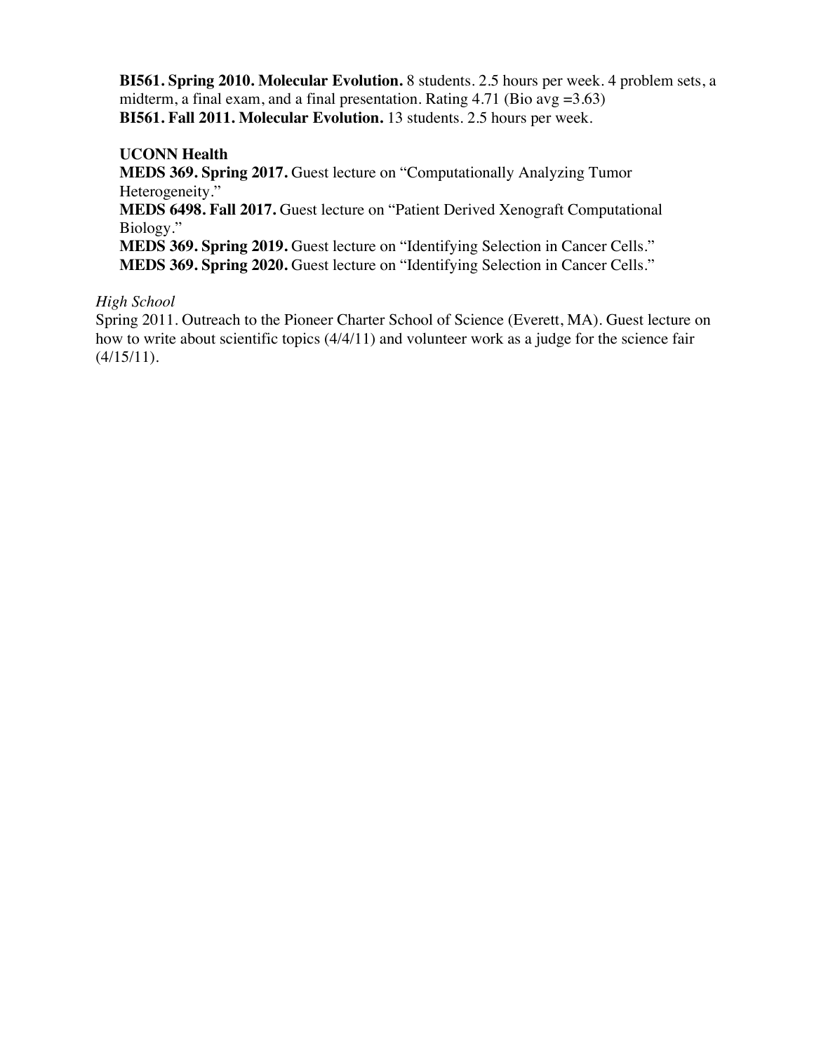**BI561. Spring 2010. Molecular Evolution.** 8 students. 2.5 hours per week. 4 problem sets, a midterm, a final exam, and a final presentation. Rating 4.71 (Bio avg =3.63)
**BI561. Fall 2011. Molecular Evolution.** 13 students. 2.5 hours per week.

**UCONN Health**
**MEDS 369. Spring 2017.** Guest lecture on "Computationally Analyzing Tumor Heterogeneity."
**MEDS 6498. Fall 2017.** Guest lecture on "Patient Derived Xenograft Computational Biology."
**MEDS 369. Spring 2019.** Guest lecture on "Identifying Selection in Cancer Cells."
**MEDS 369. Spring 2020.** Guest lecture on "Identifying Selection in Cancer Cells."

*High School*
Spring 2011. Outreach to the Pioneer Charter School of Science (Everett, MA). Guest lecture on how to write about scientific topics (4/4/11) and volunteer work as a judge for the science fair (4/15/11).